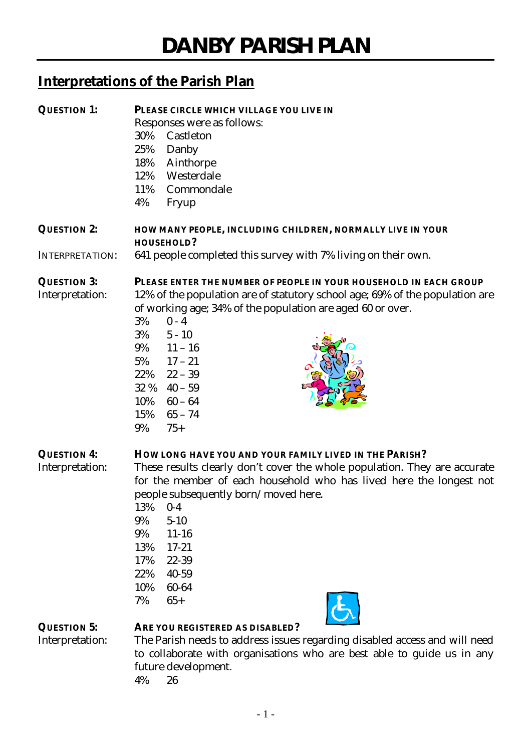# DANBY PARISH PLAN

## Interpretations of the Parish Plan

**QUESTION 1:** **PLEASE CIRCLE WHICH VILLAGE YOU LIVE IN**

Responses were as follows:

- 30% Castleton
- 25% Danby
- 18% Ainthorpe
- 12% Westerdale
- 11% Commondale
- 4% Fryup

**QUESTION 2:** **HOW MANY PEOPLE, INCLUDING CHILDREN, NORMALLY LIVE IN YOUR HOUSEHOLD?**

INTERPRETATION: 641 people completed this survey with 7% living on their own.

**QUESTION 3:** **PLEASE ENTER THE NUMBER OF PEOPLE IN YOUR HOUSEHOLD IN EACH GROUP**

Interpretation: 12% of the population are of statutory school age; 69% of the population are of working age; 34% of the population are aged 60 or over.

- 3% 0 - 4
- 3% 5 - 10
- 9% 11 – 16
- 5% 17 – 21
- 22% 22 – 39
- 32 % 40 – 59
- 10% 60 – 64
- 15% 65 – 74
- 9% 75+

**QUESTION 4:** **HOW LONG HAVE YOU AND YOUR FAMILY LIVED IN THE PARISH?**

Interpretation: These results clearly don't cover the whole population. They are accurate for the member of each household who has lived here the longest not people subsequently born/moved here.

- 13% 0-4
- 9% 5-10
- 9% 11-16
- 13% 17-21
- 17% 22-39
- 22% 40-59
- 10% 60-64
- 7% 65+

**QUESTION 5:** **ARE YOU REGISTERED AS DISABLED?**

Interpretation: The Parish needs to address issues regarding disabled access and will need to collaborate with organisations who are best able to guide us in any future development.

4% 26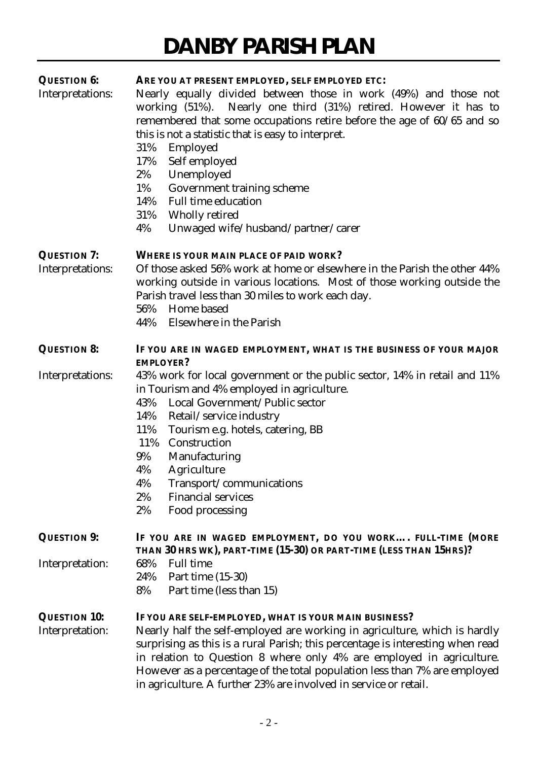**QUESTION 6:** **ARE YOU AT PRESENT EMPLOYED, SELF EMPLOYED ETC:**

Interpretations: Nearly equally divided between those in work (49%) and those not working (51%). Nearly one third (31%) retired. However it has to remembered that some occupations retire before the age of 60/65 and so this is not a statistic that is easy to interpret.

- 31% Employed
- 17% Self employed
- 2% Unemployed
- 1% Government training scheme
- 14% Full time education
- 31% Wholly retired
- 4% Unwaged wife/husband/partner/carer

**QUESTION 7:** **WHERE IS YOUR MAIN PLACE OF PAID WORK?**

Interpretations: Of those asked 56% work at home or elsewhere in the Parish the other 44% working outside in various locations. Most of those working outside the Parish travel less than 30 miles to work each day.

- 56% Home based
- 44% Elsewhere in the Parish

**QUESTION 8:** **IF YOU ARE IN WAGED EMPLOYMENT, WHAT IS THE BUSINESS OF YOUR MAJOR EMPLOYER?**

Interpretations: 43% work for local government or the public sector, 14% in retail and 11% in Tourism and 4% employed in agriculture.

- 43% Local Government/Public sector
- 14% Retail/service industry
- 11% Tourism e.g. hotels, catering, BB
- 11% Construction
- 9% Manufacturing
- 4% Agriculture
- 4% Transport/communications
- 2% Financial services
- 2% Food processing

**QUESTION 9:** **IF YOU ARE IN WAGED EMPLOYMENT, DO YOU WORK…. FULL-TIME (MORE THAN 30 HRS WK), PART-TIME (15-30) OR PART-TIME (LESS THAN 15HRS)?**

Interpretation:

- 68% Full time
- 24% Part time (15-30)
- 8% Part time (less than 15)

**QUESTION 10:** **IF YOU ARE SELF-EMPLOYED, WHAT IS YOUR MAIN BUSINESS?**

Interpretation: Nearly half the self-employed are working in agriculture, which is hardly surprising as this is a rural Parish; this percentage is interesting when read in relation to Question 8 where only 4% are employed in agriculture. However as a percentage of the total population less than 7% are employed in agriculture. A further 23% are involved in service or retail.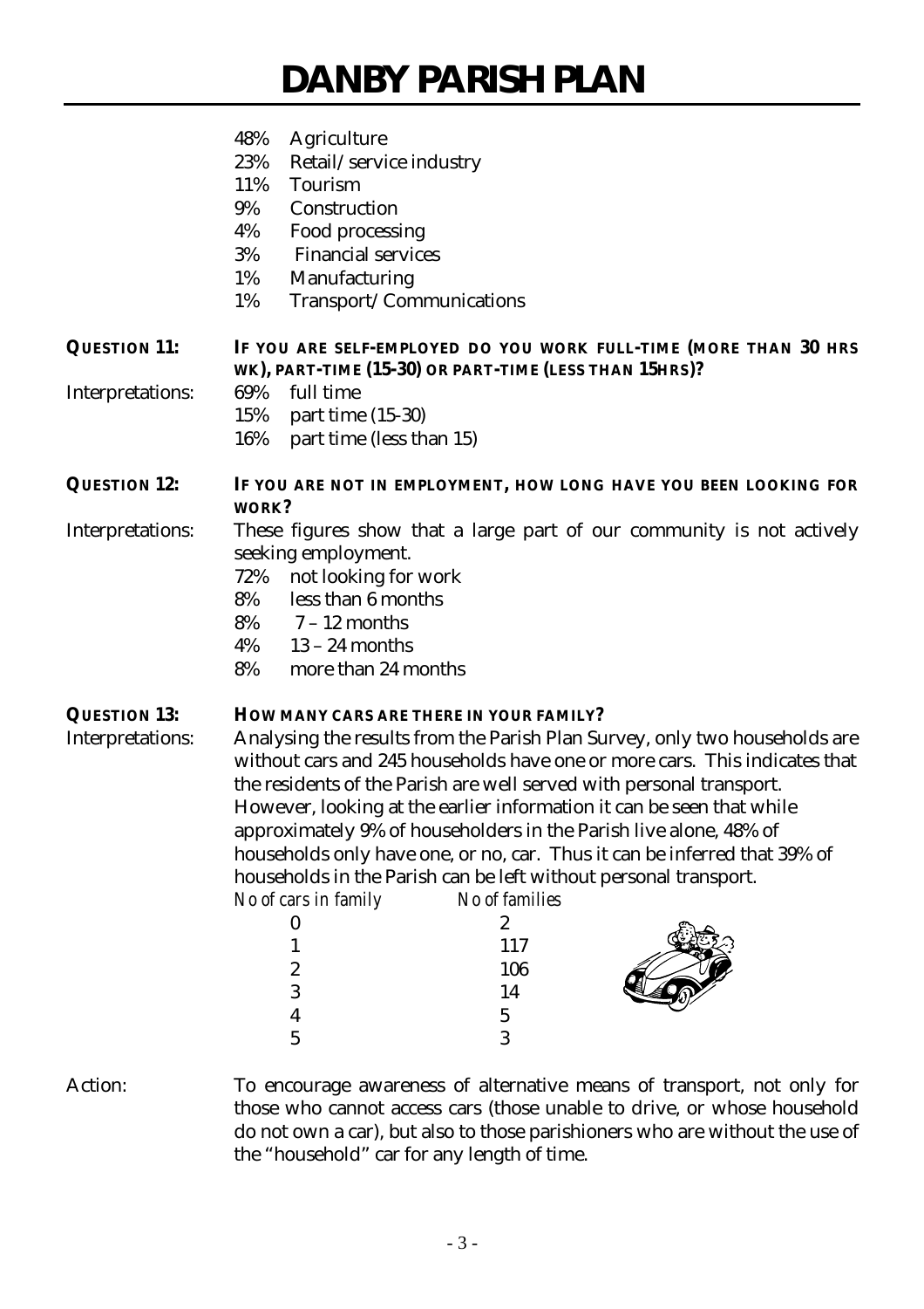- 48% Agriculture
- 23% Retail/service industry
- 11% Tourism
- 9% Construction
- 4% Food processing
- 3% Financial services
- 1% Manufacturing
- 1% Transport/Communications

**QUESTION 11:** **IF YOU ARE SELF-EMPLOYED DO YOU WORK FULL-TIME (MORE THAN 30 HRS WK), PART-TIME (15-30) OR PART-TIME (LESS THAN 15HRS)?**

Interpretations:

- 69% full time
- 15% part time (15-30)
- 16% part time (less than 15)

**QUESTION 12:** **IF YOU ARE NOT IN EMPLOYMENT, HOW LONG HAVE YOU BEEN LOOKING FOR WORK?**

Interpretations: These figures show that a large part of our community is not actively seeking employment.

- 72% not looking for work
- 8% less than 6 months
- 8% 7 – 12 months
- 4% 13 – 24 months
- 8% more than 24 months

**QUESTION 13:** **HOW MANY CARS ARE THERE IN YOUR FAMILY?**

Interpretations: Analysing the results from the Parish Plan Survey, only two households are without cars and 245 households have one or more cars. This indicates that the residents of the Parish are well served with personal transport. However, looking at the earlier information it can be seen that while approximately 9% of householders in the Parish live alone, 48% of households only have one, or no, car. Thus it can be inferred that 39% of households in the Parish can be left without personal transport.

| *No of cars in family* | *No of families* |
|---|---|
| 0 | 2 |
| 1 | 117 |
| 2 | 106 |
| 3 | 14 |
| 4 | 5 |
| 5 | 3 |

Action: To encourage awareness of alternative means of transport, not only for those who cannot access cars (those unable to drive, or whose household do not own a car), but also to those parishioners who are without the use of the "household" car for any length of time.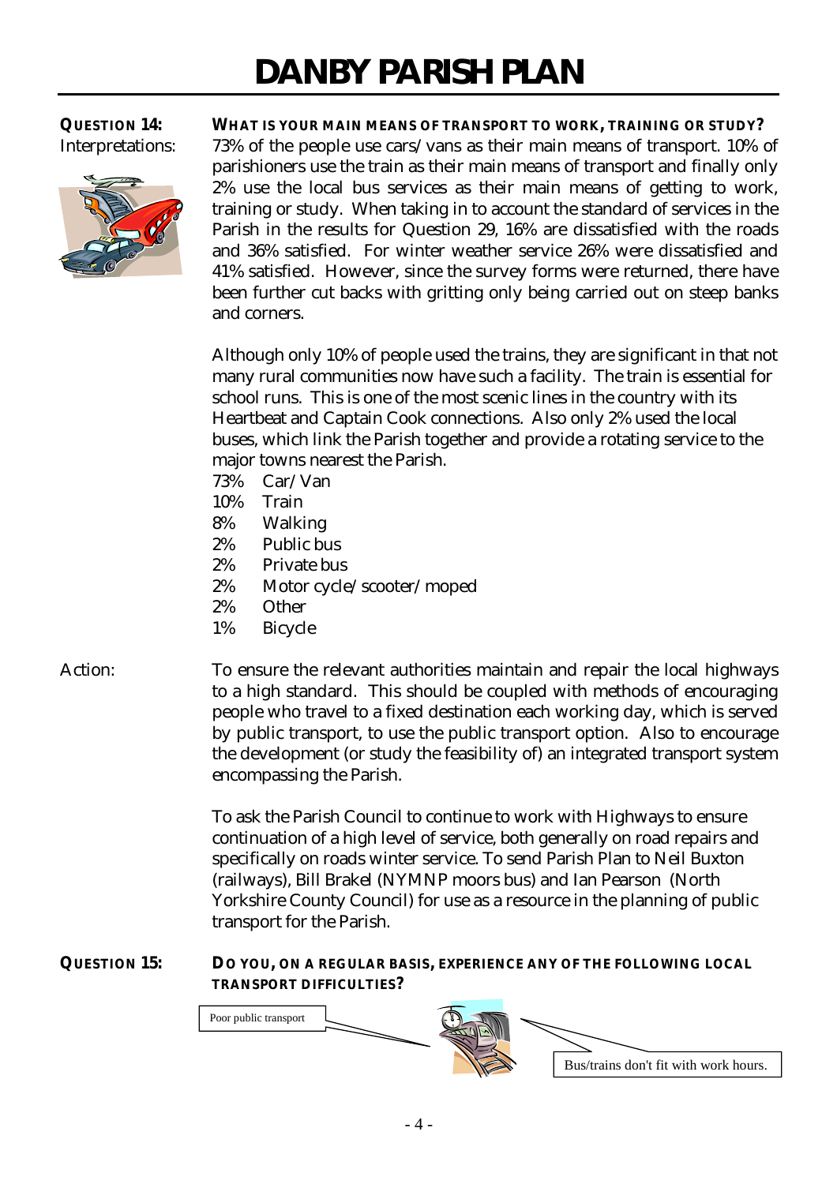**QUESTION 14:** **WHAT IS YOUR MAIN MEANS OF TRANSPORT TO WORK, TRAINING OR STUDY?**

Interpretations:

73% of the people use cars/vans as their main means of transport. 10% of parishioners use the train as their main means of transport and finally only 2% use the local bus services as their main means of getting to work, training or study. When taking in to account the standard of services in the Parish in the results for Question 29, 16% are dissatisfied with the roads and 36% satisfied. For winter weather service 26% were dissatisfied and 41% satisfied. However, since the survey forms were returned, there have been further cut backs with gritting only being carried out on steep banks and corners.

Although only 10% of people used the trains, they are significant in that not many rural communities now have such a facility. The train is essential for school runs. This is one of the most scenic lines in the country with its Heartbeat and Captain Cook connections. Also only 2% used the local buses, which link the Parish together and provide a rotating service to the major towns nearest the Parish.

- 73% Car/Van
- 10% Train
- 8% Walking
- 2% Public bus
- 2% Private bus
- 2% Motor cycle/scooter/moped
- 2% Other
- 1% Bicycle

Action:

To ensure the relevant authorities maintain and repair the local highways to a high standard. This should be coupled with methods of encouraging people who travel to a fixed destination each working day, which is served by public transport, to use the public transport option. Also to encourage the development (or study the feasibility of) an integrated transport system encompassing the Parish.

To ask the Parish Council to continue to work with Highways to ensure continuation of a high level of service, both generally on road repairs and specifically on roads winter service. To send Parish Plan to Neil Buxton (railways), Bill Brakel (NYMNP moors bus) and Ian Pearson (North Yorkshire County Council) for use as a resource in the planning of public transport for the Parish.

**QUESTION 15:** **DO YOU, ON A REGULAR BASIS, EXPERIENCE ANY OF THE FOLLOWING LOCAL TRANSPORT DIFFICULTIES?**

Poor public transport

Bus/trains don't fit with work hours.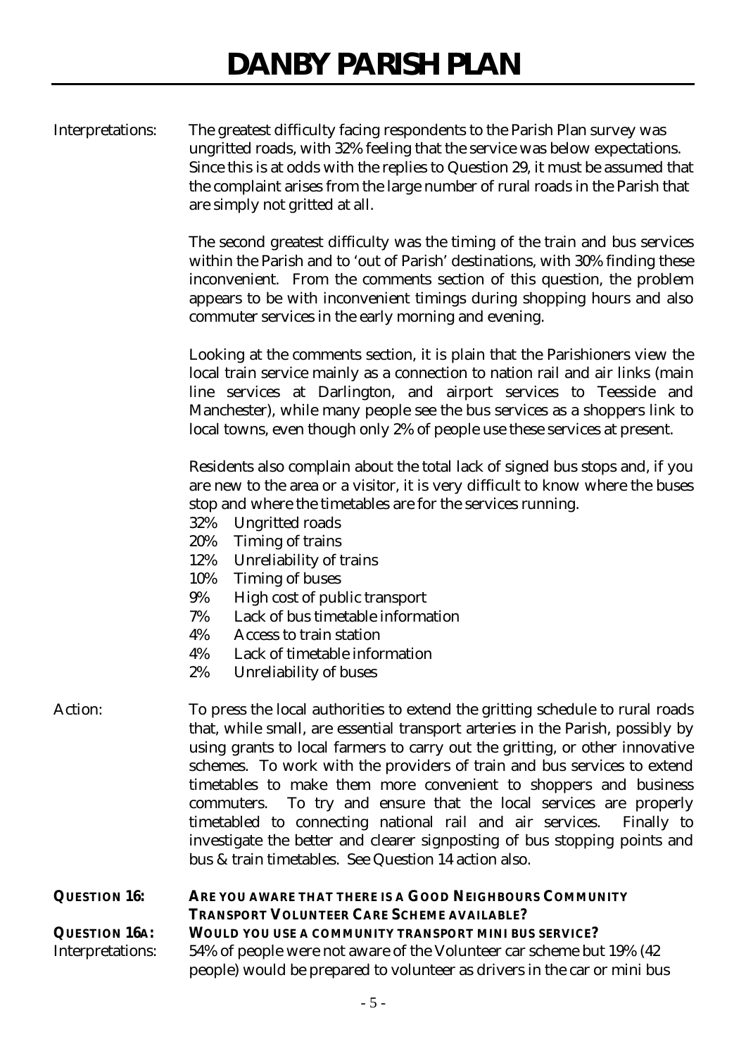Interpretations: The greatest difficulty facing respondents to the Parish Plan survey was ungritted roads, with 32% feeling that the service was below expectations. Since this is at odds with the replies to Question 29, it must be assumed that the complaint arises from the large number of rural roads in the Parish that are simply not gritted at all.

The second greatest difficulty was the timing of the train and bus services within the Parish and to 'out of Parish' destinations, with 30% finding these inconvenient. From the comments section of this question, the problem appears to be with inconvenient timings during shopping hours and also commuter services in the early morning and evening.

Looking at the comments section, it is plain that the Parishioners view the local train service mainly as a connection to nation rail and air links (main line services at Darlington, and airport services to Teesside and Manchester), while many people see the bus services as a shoppers link to local towns, even though only 2% of people use these services at present.

Residents also complain about the total lack of signed bus stops and, if you are new to the area or a visitor, it is very difficult to know where the buses stop and where the timetables are for the services running.

- 32% Ungritted roads
- 20% Timing of trains
- 12% Unreliability of trains
- 10% Timing of buses
- 9% High cost of public transport
- 7% Lack of bus timetable information
- 4% Access to train station
- 4% Lack of timetable information
- 2% Unreliability of buses

Action: To press the local authorities to extend the gritting schedule to rural roads that, while small, are essential transport arteries in the Parish, possibly by using grants to local farmers to carry out the gritting, or other innovative schemes. To work with the providers of train and bus services to extend timetables to make them more convenient to shoppers and business commuters. To try and ensure that the local services are properly timetabled to connecting national rail and air services. Finally to investigate the better and clearer signposting of bus stopping points and bus & train timetables. See Question 14 action also.

**QUESTION 16: ARE YOU AWARE THAT THERE IS A GOOD NEIGHBOURS COMMUNITY TRANSPORT VOLUNTEER CARE SCHEME AVAILABLE?**

**QUESTION 16A: WOULD YOU USE A COMMUNITY TRANSPORT MINI BUS SERVICE?**

Interpretations: 54% of people were not aware of the Volunteer car scheme but 19% (42 people) would be prepared to volunteer as drivers in the car or mini bus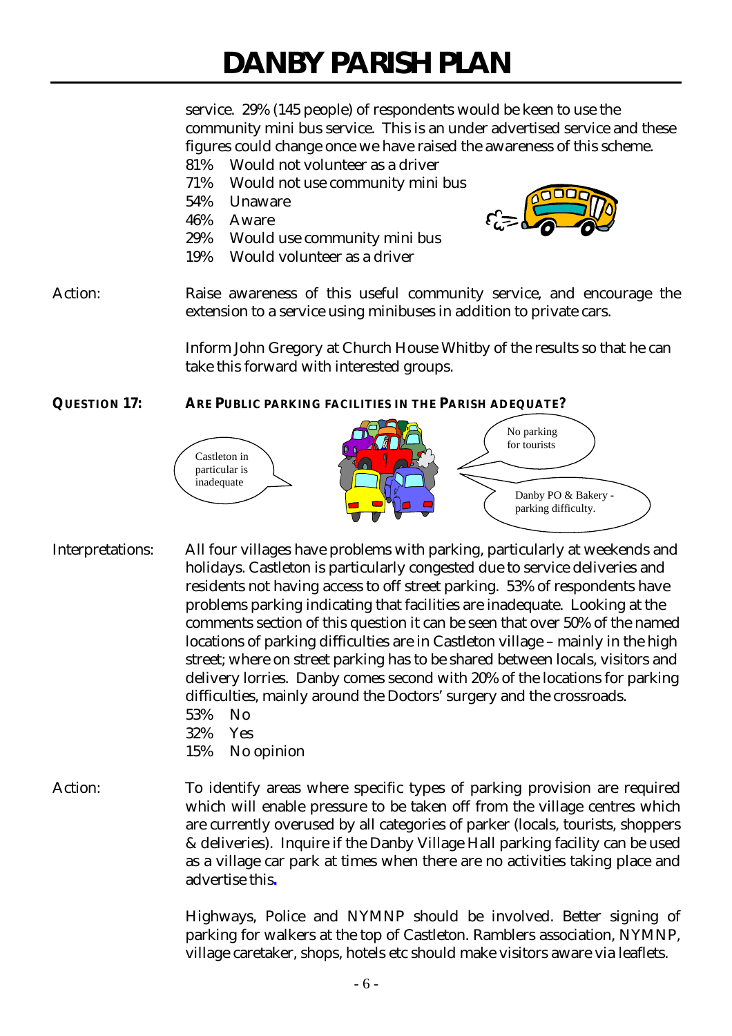service. 29% (145 people) of respondents would be keen to use the community mini bus service. This is an under advertised service and these figures could change once we have raised the awareness of this scheme.

81% Would not volunteer as a driver
71% Would not use community mini bus
54% Unaware
46% Aware
29% Would use community mini bus
19% Would volunteer as a driver

Action: Raise awareness of this useful community service, and encourage the extension to a service using minibuses in addition to private cars.

Inform John Gregory at Church House Whitby of the results so that he can take this forward with interested groups.

**QUESTION 17: ARE PUBLIC PARKING FACILITIES IN THE PARISH ADEQUATE?**

Castleton in particular is inadequate

No parking for tourists

Danby PO & Bakery - parking difficulty.

Interpretations: All four villages have problems with parking, particularly at weekends and holidays. Castleton is particularly congested due to service deliveries and residents not having access to off street parking. 53% of respondents have problems parking indicating that facilities are inadequate. Looking at the comments section of this question it can be seen that over 50% of the named locations of parking difficulties are in Castleton village – mainly in the high street; where on street parking has to be shared between locals, visitors and delivery lorries. Danby comes second with 20% of the locations for parking difficulties, mainly around the Doctors' surgery and the crossroads.

53% No
32% Yes
15% No opinion

Action: To identify areas where specific types of parking provision are required which will enable pressure to be taken off from the village centres which are currently overused by all categories of parker (locals, tourists, shoppers & deliveries). Inquire if the Danby Village Hall parking facility can be used as a village car park at times when there are no activities taking place and advertise this.

Highways, Police and NYMNP should be involved. Better signing of parking for walkers at the top of Castleton. Ramblers association, NYMNP, village caretaker, shops, hotels etc should make visitors aware via leaflets.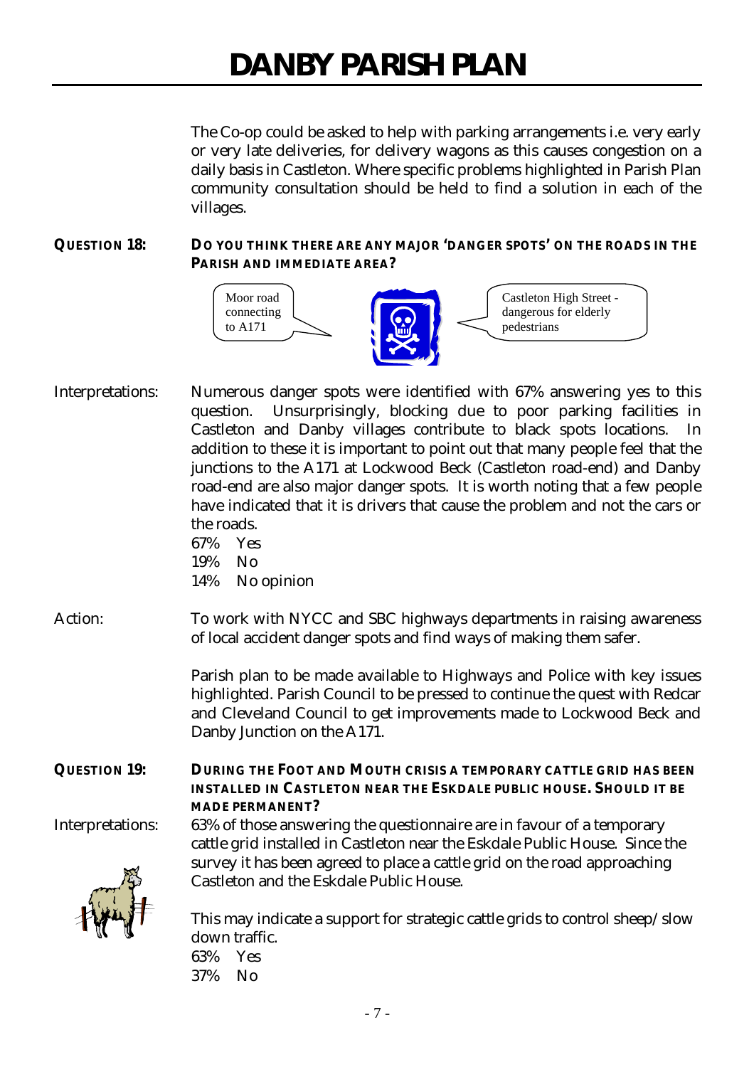The Co-op could be asked to help with parking arrangements i.e. very early or very late deliveries, for delivery wagons as this causes congestion on a daily basis in Castleton. Where specific problems highlighted in Parish Plan community consultation should be held to find a solution in each of the villages.

**QUESTION 18: DO YOU THINK THERE ARE ANY MAJOR 'DANGER SPOTS' ON THE ROADS IN THE PARISH AND IMMEDIATE AREA?**

Moor road connecting to A171

Castleton High Street - dangerous for elderly pedestrians

Interpretations: Numerous danger spots were identified with 67% answering yes to this question. Unsurprisingly, blocking due to poor parking facilities in Castleton and Danby villages contribute to black spots locations. In addition to these it is important to point out that many people feel that the junctions to the A171 at Lockwood Beck (Castleton road-end) and Danby road-end are also major danger spots. It is worth noting that a few people have indicated that it is drivers that cause the problem and not the cars or the roads.

67% Yes
19% No
14% No opinion

Action: To work with NYCC and SBC highways departments in raising awareness of local accident danger spots and find ways of making them safer.

Parish plan to be made available to Highways and Police with key issues highlighted. Parish Council to be pressed to continue the quest with Redcar and Cleveland Council to get improvements made to Lockwood Beck and Danby Junction on the A171.

**QUESTION 19: DURING THE FOOT AND MOUTH CRISIS A TEMPORARY CATTLE GRID HAS BEEN INSTALLED IN CASTLETON NEAR THE ESKDALE PUBLIC HOUSE. SHOULD IT BE MADE PERMANENT?**

Interpretations: 63% of those answering the questionnaire are in favour of a temporary cattle grid installed in Castleton near the Eskdale Public House. Since the survey it has been agreed to place a cattle grid on the road approaching Castleton and the Eskdale Public House.

This may indicate a support for strategic cattle grids to control sheep/slow down traffic.

63% Yes
37% No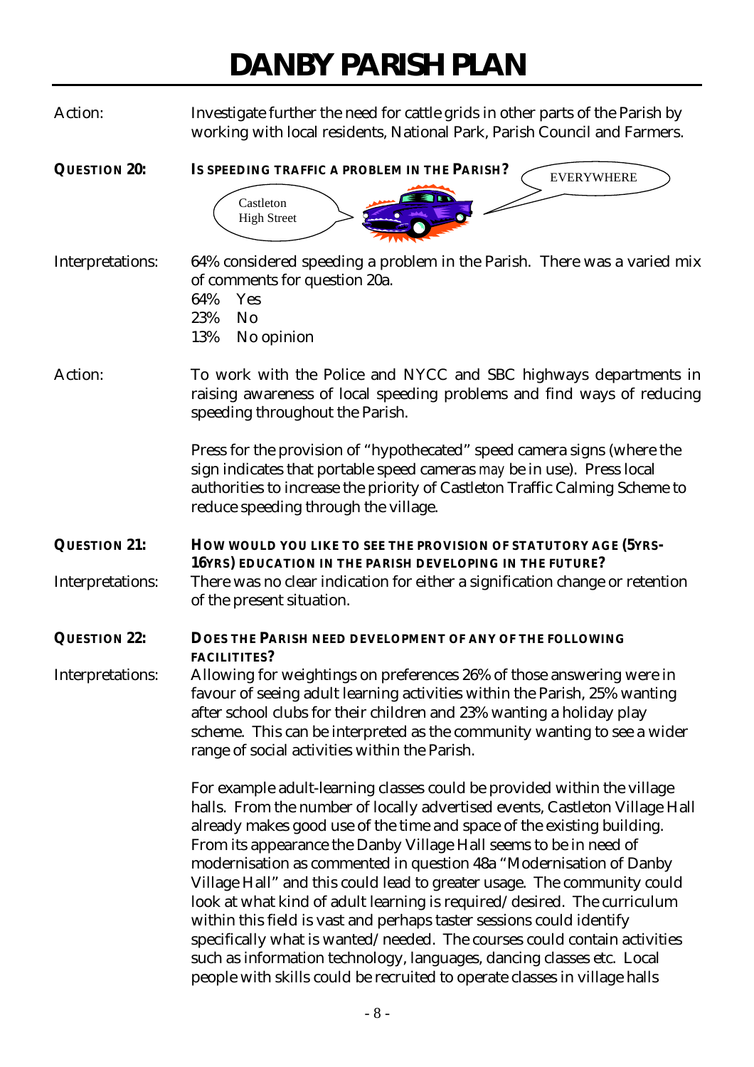# DANBY PARISH PLAN

Action: Investigate further the need for cattle grids in other parts of the Parish by working with local residents, National Park, Parish Council and Farmers.

**QUESTION 20: IS SPEEDING TRAFFIC A PROBLEM IN THE PARISH?**

Castleton High Street

EVERYWHERE

Interpretations: 64% considered speeding a problem in the Parish. There was a varied mix of comments for question 20a.

- 64% Yes
- 23% No
- 13% No opinion

Action: To work with the Police and NYCC and SBC highways departments in raising awareness of local speeding problems and find ways of reducing speeding throughout the Parish.

Press for the provision of "hypothecated" speed camera signs (where the sign indicates that portable speed cameras *may* be in use). Press local authorities to increase the priority of Castleton Traffic Calming Scheme to reduce speeding through the village.

**QUESTION 21: HOW WOULD YOU LIKE TO SEE THE PROVISION OF STATUTORY AGE (5YRS-16YRS) EDUCATION IN THE PARISH DEVELOPING IN THE FUTURE?**

Interpretations: There was no clear indication for either a signification change or retention of the present situation.

**QUESTION 22: DOES THE PARISH NEED DEVELOPMENT OF ANY OF THE FOLLOWING FACILITITES?**

Interpretations: Allowing for weightings on preferences 26% of those answering were in favour of seeing adult learning activities within the Parish, 25% wanting after school clubs for their children and 23% wanting a holiday play scheme. This can be interpreted as the community wanting to see a wider range of social activities within the Parish.

For example adult-learning classes could be provided within the village halls. From the number of locally advertised events, Castleton Village Hall already makes good use of the time and space of the existing building. From its appearance the Danby Village Hall seems to be in need of modernisation as commented in question 48a "Modernisation of Danby Village Hall" and this could lead to greater usage. The community could look at what kind of adult learning is required/desired. The curriculum within this field is vast and perhaps taster sessions could identify specifically what is wanted/needed. The courses could contain activities such as information technology, languages, dancing classes etc. Local people with skills could be recruited to operate classes in village halls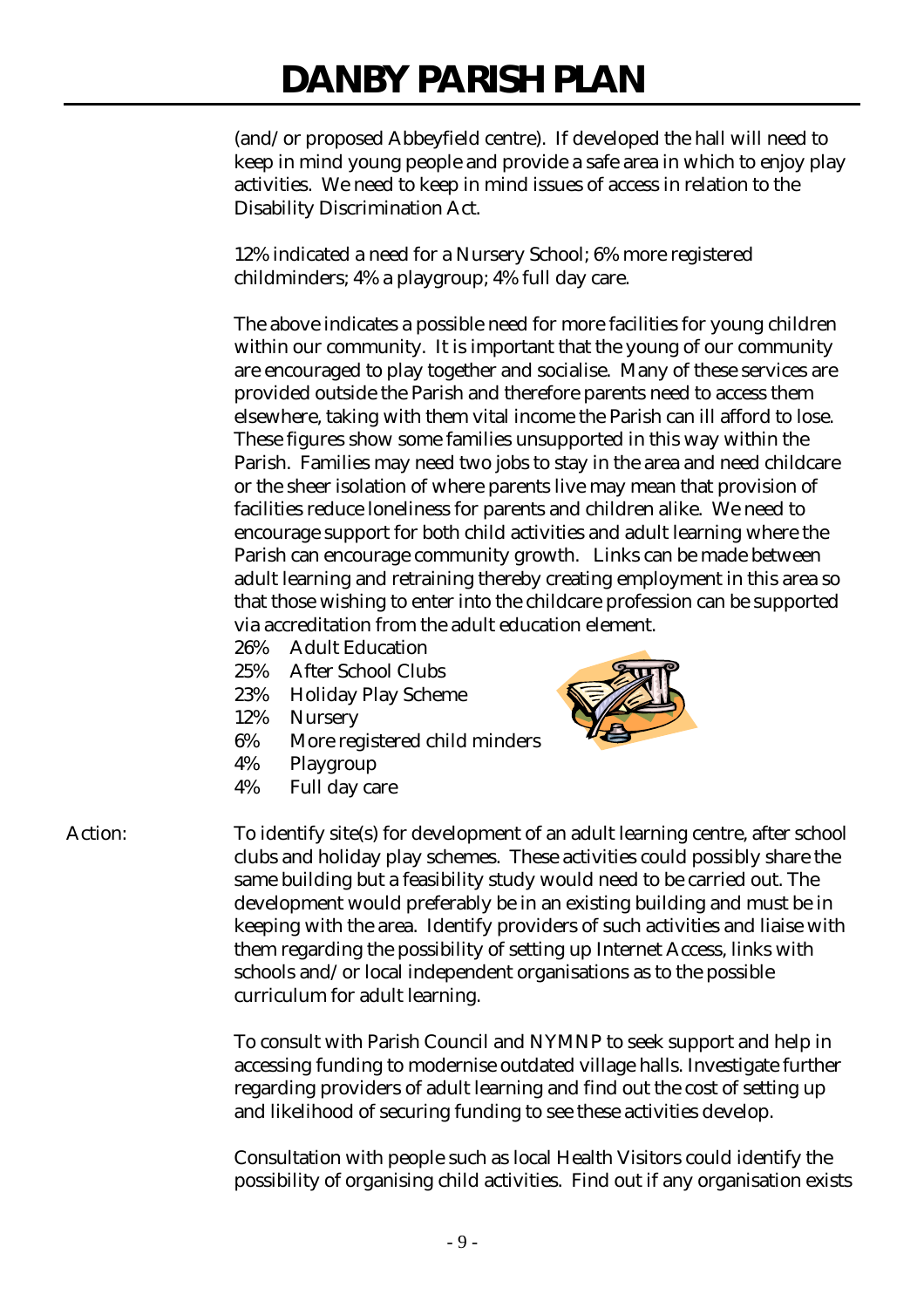(and/or proposed Abbeyfield centre). If developed the hall will need to keep in mind young people and provide a safe area in which to enjoy play activities. We need to keep in mind issues of access in relation to the Disability Discrimination Act.

12% indicated a need for a Nursery School; 6% more registered childminders; 4% a playgroup; 4% full day care.

The above indicates a possible need for more facilities for young children within our community. It is important that the young of our community are encouraged to play together and socialise. Many of these services are provided outside the Parish and therefore parents need to access them elsewhere, taking with them vital income the Parish can ill afford to lose. These figures show some families unsupported in this way within the Parish. Families may need two jobs to stay in the area and need childcare or the sheer isolation of where parents live may mean that provision of facilities reduce loneliness for parents and children alike. We need to encourage support for both child activities and adult learning where the Parish can encourage community growth. Links can be made between adult learning and retraining thereby creating employment in this area so that those wishing to enter into the childcare profession can be supported via accreditation from the adult education element.

- 26% Adult Education
- 25% After School Clubs
- 23% Holiday Play Scheme
- 12% Nursery
- 6% More registered child minders
- 4% Playgroup
- 4% Full day care

Action: To identify site(s) for development of an adult learning centre, after school clubs and holiday play schemes. These activities could possibly share the same building but a feasibility study would need to be carried out. The development would preferably be in an existing building and must be in keeping with the area. Identify providers of such activities and liaise with them regarding the possibility of setting up Internet Access, links with schools and/or local independent organisations as to the possible curriculum for adult learning.

To consult with Parish Council and NYMNP to seek support and help in accessing funding to modernise outdated village halls. Investigate further regarding providers of adult learning and find out the cost of setting up and likelihood of securing funding to see these activities develop.

Consultation with people such as local Health Visitors could identify the possibility of organising child activities. Find out if any organisation exists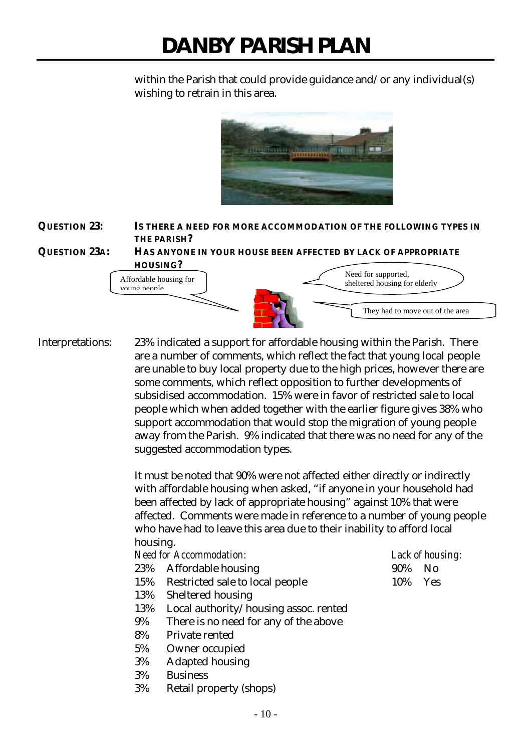within the Parish that could provide guidance and/or any individual(s) wishing to retrain in this area.

**QUESTION 23: IS THERE A NEED FOR MORE ACCOMMODATION OF THE FOLLOWING TYPES IN THE PARISH?**

**QUESTION 23A: HAS ANYONE IN YOUR HOUSE BEEN AFFECTED BY LACK OF APPROPRIATE HOUSING?**

Affordable housing for young people

Need for supported, sheltered housing for elderly

They had to move out of the area

Interpretations: 23% indicated a support for affordable housing within the Parish. There are a number of comments, which reflect the fact that young local people are unable to buy local property due to the high prices, however there are some comments, which reflect opposition to further developments of subsidised accommodation. 15% were in favor of restricted sale to local people which when added together with the earlier figure gives 38% who support accommodation that would stop the migration of young people away from the Parish. 9% indicated that there was no need for any of the suggested accommodation types.

It must be noted that 90% were not affected either directly or indirectly with affordable housing when asked, "if anyone in your household had been affected by lack of appropriate housing" against 10% that were affected. Comments were made in reference to a number of young people who have had to leave this area due to their inability to afford local housing.

*Need for Accommodation:*

- 23% Affordable housing
- 15% Restricted sale to local people
- 13% Sheltered housing
- 13% Local authority/housing assoc. rented
- 9% There is no need for any of the above
- 8% Private rented
- 5% Owner occupied
- 3% Adapted housing
- 3% Business
- 3% Retail property (shops)

*Lack of housing:*

- 90% No
- 10% Yes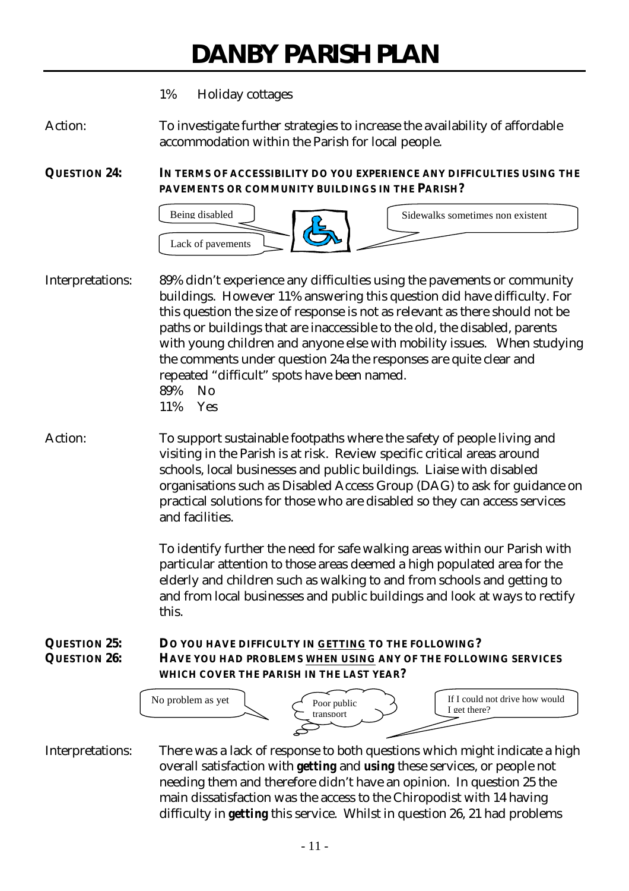1% Holiday cottages

Action: To investigate further strategies to increase the availability of affordable accommodation within the Parish for local people.

**QUESTION 24: IN TERMS OF ACCESSIBILITY DO YOU EXPERIENCE ANY DIFFICULTIES USING THE PAVEMENTS OR COMMUNITY BUILDINGS IN THE PARISH?**

Being disabled

Lack of pavements

Sidewalks sometimes non existent

Interpretations: 89% didn't experience any difficulties using the pavements or community buildings. However 11% answering this question did have difficulty. For this question the size of response is not as relevant as there should not be paths or buildings that are inaccessible to the old, the disabled, parents with young children and anyone else with mobility issues. When studying the comments under question 24a the responses are quite clear and repeated "difficult" spots have been named.

89% No
11% Yes

Action: To support sustainable footpaths where the safety of people living and visiting in the Parish is at risk. Review specific critical areas around schools, local businesses and public buildings. Liaise with disabled organisations such as Disabled Access Group (DAG) to ask for guidance on practical solutions for those who are disabled so they can access services and facilities.

To identify further the need for safe walking areas within our Parish with particular attention to those areas deemed a high populated area for the elderly and children such as walking to and from schools and getting to and from local businesses and public buildings and look at ways to rectify this.

**QUESTION 25: DO YOU HAVE DIFFICULTY IN <u>GETTING</u> TO THE FOLLOWING?**
**QUESTION 26: HAVE YOU HAD PROBLEMS <u>WHEN USING</u> ANY OF THE FOLLOWING SERVICES WHICH COVER THE PARISH IN THE LAST YEAR?**

No problem as yet

Poor public transport

If I could not drive how would I get there?

Interpretations: There was a lack of response to both questions which might indicate a high overall satisfaction with ***getting*** and ***using*** these services, or people not needing them and therefore didn't have an opinion. In question 25 the main dissatisfaction was the access to the Chiropodist with 14 having difficulty in ***getting*** this service. Whilst in question 26, 21 had problems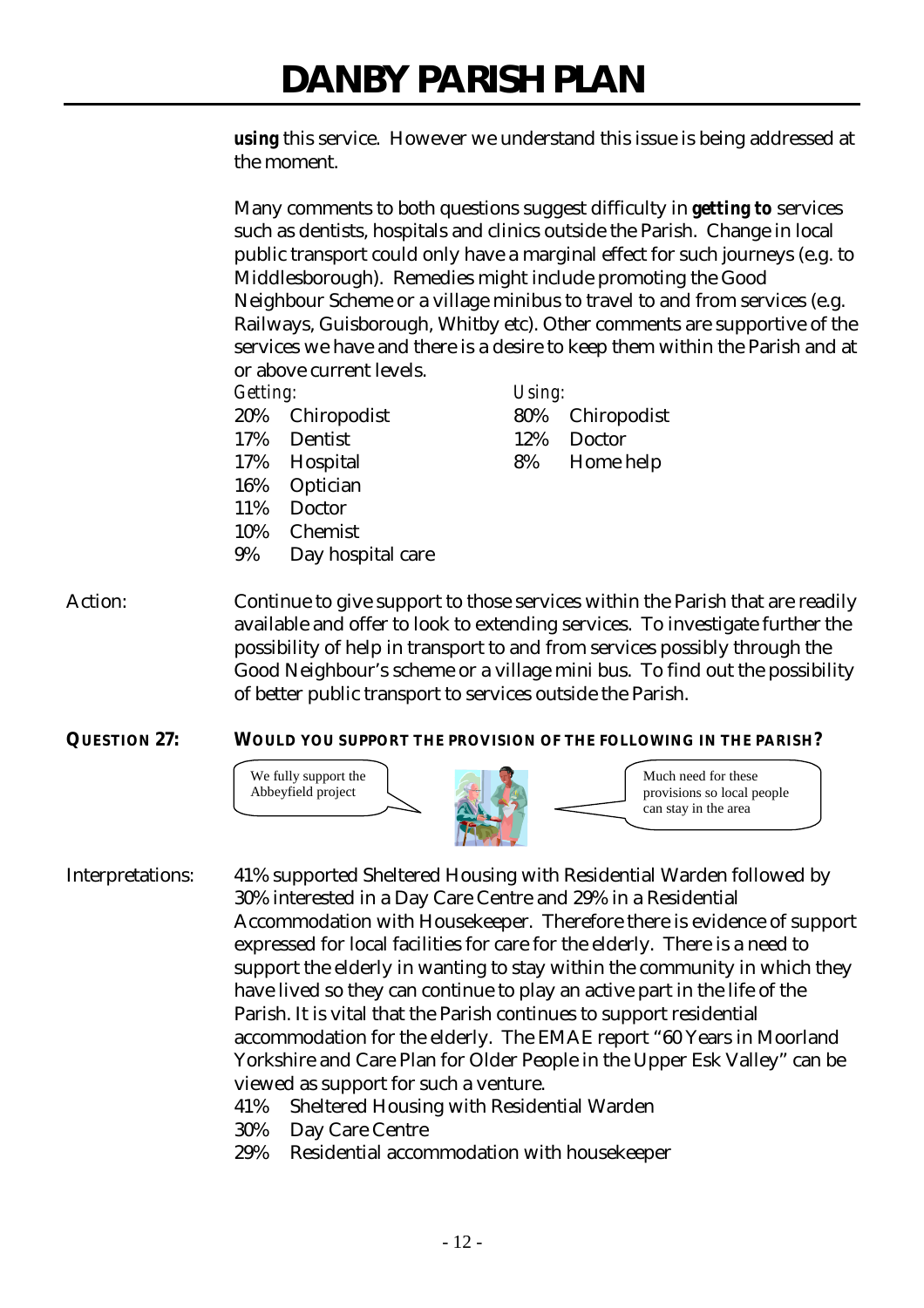***using*** this service. However we understand this issue is being addressed at the moment.

Many comments to both questions suggest difficulty in ***getting to*** services such as dentists, hospitals and clinics outside the Parish. Change in local public transport could only have a marginal effect for such journeys (e.g. to Middlesborough). Remedies might include promoting the Good Neighbour Scheme or a village minibus to travel to and from services (e.g. Railways, Guisborough, Whitby etc). Other comments are supportive of the services we have and there is a desire to keep them within the Parish and at or above current levels.

| *Getting:* | | *Using:* | |
|---|---|---|---|
| 20% | Chiropodist | 80% | Chiropodist |
| 17% | Dentist | 12% | Doctor |
| 17% | Hospital | 8% | Home help |
| 16% | Optician | | |
| 11% | Doctor | | |
| 10% | Chemist | | |
| 9% | Day hospital care | | |

Action: Continue to give support to those services within the Parish that are readily available and offer to look to extending services. To investigate further the possibility of help in transport to and from services possibly through the Good Neighbour's scheme or a village mini bus. To find out the possibility of better public transport to services outside the Parish.

**QUESTION 27: WOULD YOU SUPPORT THE PROVISION OF THE FOLLOWING IN THE PARISH?**

> We fully support the Abbeyfield project

> Much need for these provisions so local people can stay in the area

Interpretations: 41% supported Sheltered Housing with Residential Warden followed by 30% interested in a Day Care Centre and 29% in a Residential Accommodation with Housekeeper. Therefore there is evidence of support expressed for local facilities for care for the elderly. There is a need to support the elderly in wanting to stay within the community in which they have lived so they can continue to play an active part in the life of the Parish. It is vital that the Parish continues to support residential accommodation for the elderly. The EMAE report "60 Years in Moorland Yorkshire and Care Plan for Older People in the Upper Esk Valley" can be viewed as support for such a venture.

- 41% Sheltered Housing with Residential Warden
- 30% Day Care Centre
- 29% Residential accommodation with housekeeper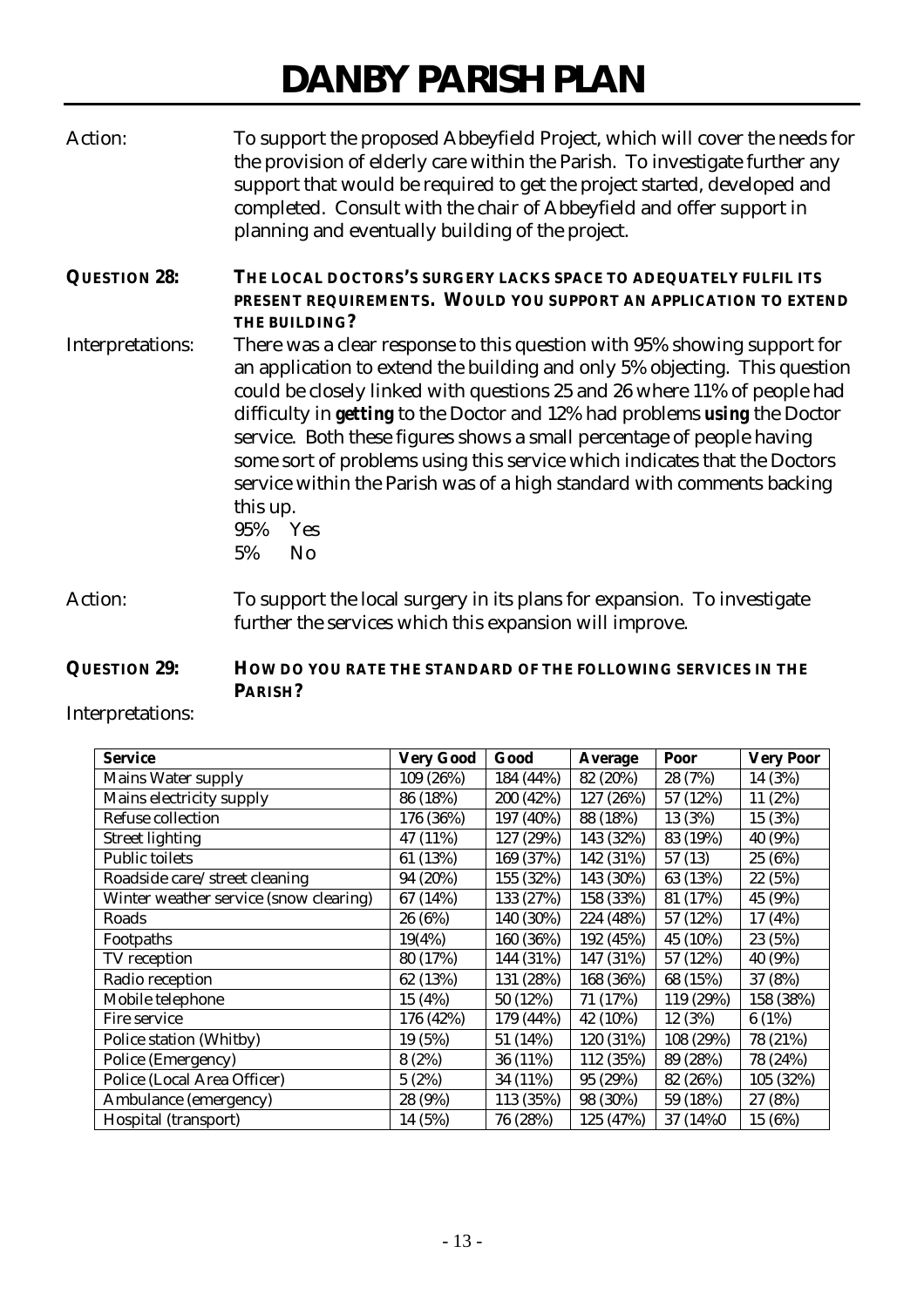Action: To support the proposed Abbeyfield Project, which will cover the needs for the provision of elderly care within the Parish. To investigate further any support that would be required to get the project started, developed and completed. Consult with the chair of Abbeyfield and offer support in planning and eventually building of the project.

**QUESTION 28: THE LOCAL DOCTORS'S SURGERY LACKS SPACE TO ADEQUATELY FULFIL ITS PRESENT REQUIREMENTS. WOULD YOU SUPPORT AN APPLICATION TO EXTEND THE BUILDING?**

Interpretations: There was a clear response to this question with 95% showing support for an application to extend the building and only 5% objecting. This question could be closely linked with questions 25 and 26 where 11% of people had difficulty in ***getting*** to the Doctor and 12% had problems ***using*** the Doctor service. Both these figures shows a small percentage of people having some sort of problems using this service which indicates that the Doctors service within the Parish was of a high standard with comments backing this up.

95% Yes
5% No

Action: To support the local surgery in its plans for expansion. To investigate further the services which this expansion will improve.

**QUESTION 29: HOW DO YOU RATE THE STANDARD OF THE FOLLOWING SERVICES IN THE PARISH?**

Interpretations:

| Service | Very Good | Good | Average | Poor | Very Poor |
|---|---|---|---|---|---|
| Mains Water supply | 109 (26%) | 184 (44%) | 82 (20%) | 28 (7%) | 14 (3%) |
| Mains electricity supply | 86 (18%) | 200 (42%) | 127 (26%) | 57 (12%) | 11 (2%) |
| Refuse collection | 176 (36%) | 197 (40%) | 88 (18%) | 13 (3%) | 15 (3%) |
| Street lighting | 47 (11%) | 127 (29%) | 143 (32%) | 83 (19%) | 40 (9%) |
| Public toilets | 61 (13%) | 169 (37%) | 142 (31%) | 57 (13) | 25 (6%) |
| Roadside care/street cleaning | 94 (20%) | 155 (32%) | 143 (30%) | 63 (13%) | 22 (5%) |
| Winter weather service (snow clearing) | 67 (14%) | 133 (27%) | 158 (33%) | 81 (17%) | 45 (9%) |
| Roads | 26 (6%) | 140 (30%) | 224 (48%) | 57 (12%) | 17 (4%) |
| Footpaths | 19(4%) | 160 (36%) | 192 (45%) | 45 (10%) | 23 (5%) |
| TV reception | 80 (17%) | 144 (31%) | 147 (31%) | 57 (12%) | 40 (9%) |
| Radio reception | 62 (13%) | 131 (28%) | 168 (36%) | 68 (15%) | 37 (8%) |
| Mobile telephone | 15 (4%) | 50 (12%) | 71 (17%) | 119 (29%) | 158 (38%) |
| Fire service | 176 (42%) | 179 (44%) | 42 (10%) | 12 (3%) | 6 (1%) |
| Police station (Whitby) | 19 (5%) | 51 (14%) | 120 (31%) | 108 (29%) | 78 (21%) |
| Police (Emergency) | 8 (2%) | 36 (11%) | 112 (35%) | 89 (28%) | 78 (24%) |
| Police (Local Area Officer) | 5 (2%) | 34 (11%) | 95 (29%) | 82 (26%) | 105 (32%) |
| Ambulance (emergency) | 28 (9%) | 113 (35%) | 98 (30%) | 59 (18%) | 27 (8%) |
| Hospital (transport) | 14 (5%) | 76 (28%) | 125 (47%) | 37 (14%0 | 15 (6%) |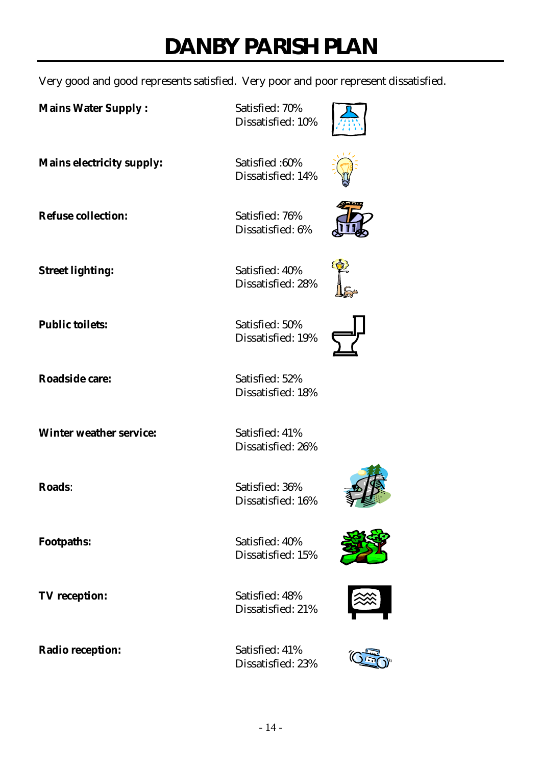# DANBY PARISH PLAN

Very good and good represents satisfied. Very poor and poor represent dissatisfied.

**Mains Water Supply :**
Satisfied: 70%
Dissatisfied: 10%

**Mains electricity supply:**
Satisfied :60%
Dissatisfied: 14%

**Refuse collection:**
Satisfied: 76%
Dissatisfied: 6%

**Street lighting:**
Satisfied: 40%
Dissatisfied: 28%

**Public toilets:**
Satisfied: 50%
Dissatisfied: 19%

**Roadside care:**
Satisfied: 52%
Dissatisfied: 18%

**Winter weather service:**
Satisfied: 41%
Dissatisfied: 26%

**Roads**:
Satisfied: 36%
Dissatisfied: 16%

**Footpaths:**
Satisfied: 40%
Dissatisfied: 15%

**TV reception:**
Satisfied: 48%
Dissatisfied: 21%

**Radio reception:**
Satisfied: 41%
Dissatisfied: 23%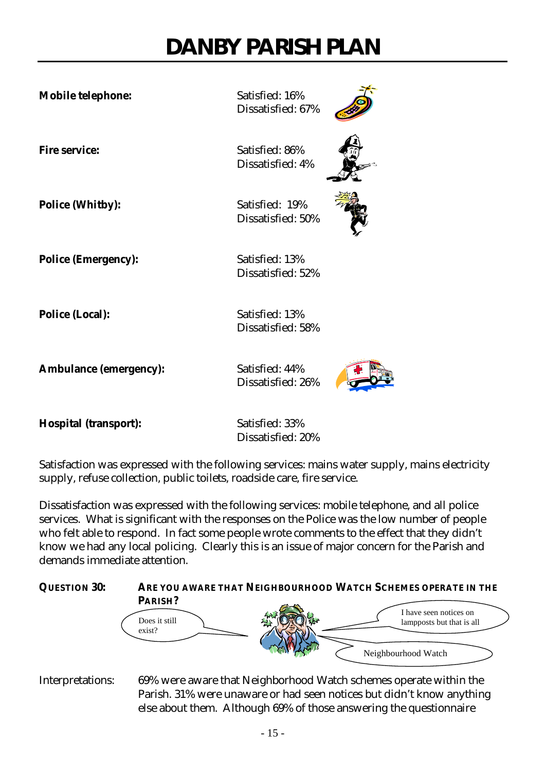# DANBY PARISH PLAN

**Mobile telephone:** Satisfied: 16%
Dissatisfied: 67%

**Fire service:** Satisfied: 86%
Dissatisfied: 4%

**Police (Whitby):** Satisfied: 19%
Dissatisfied: 50%

**Police (Emergency):** Satisfied: 13%
Dissatisfied: 52%

**Police (Local):** Satisfied: 13%
Dissatisfied: 58%

**Ambulance (emergency):** Satisfied: 44%
Dissatisfied: 26%

**Hospital (transport):** Satisfied: 33%
Dissatisfied: 20%

Satisfaction was expressed with the following services: mains water supply, mains electricity supply, refuse collection, public toilets, roadside care, fire service.

Dissatisfaction was expressed with the following services: mobile telephone, and all police services. What is significant with the responses on the Police was the low number of people who felt able to respond. In fact some people wrote comments to the effect that they didn't know we had any local policing. Clearly this is an issue of major concern for the Parish and demands immediate attention.

**QUESTION 30: ARE YOU AWARE THAT NEIGHBOURHOOD WATCH SCHEMES OPERATE IN THE PARISH?**

Does it still exist?

I have seen notices on lampposts but that is all

Neighbourhood Watch

Interpretations: 69% were aware that Neighborhood Watch schemes operate within the Parish. 31% were unaware or had seen notices but didn't know anything else about them. Although 69% of those answering the questionnaire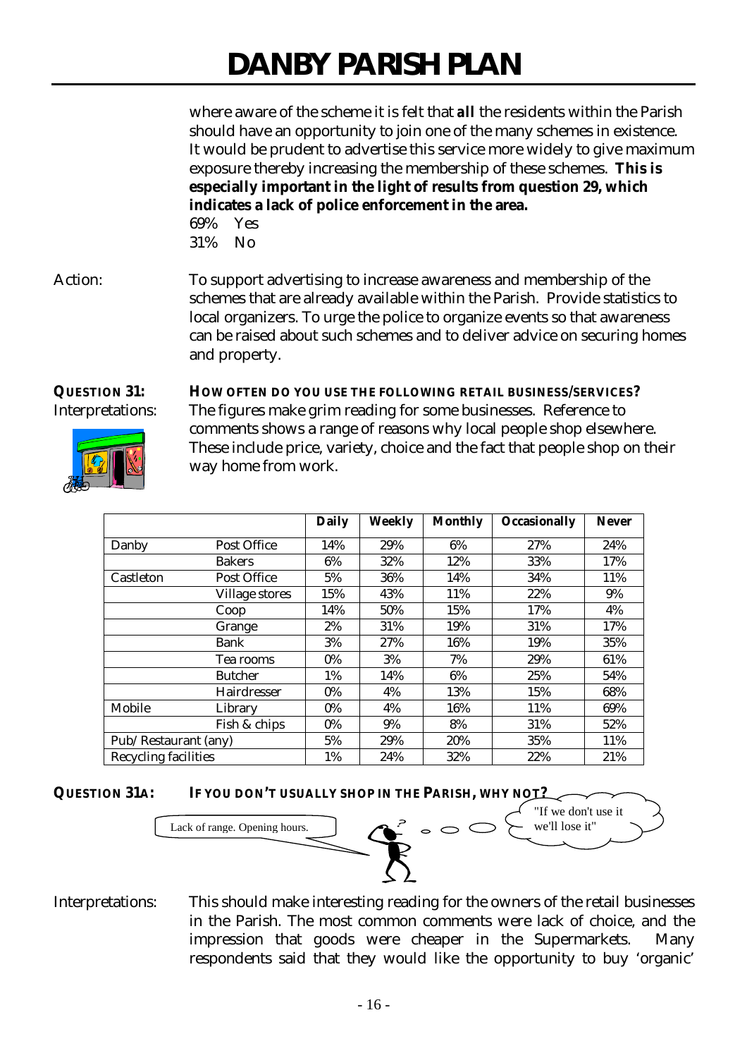where aware of the scheme it is felt that **all** the residents within the Parish should have an opportunity to join one of the many schemes in existence. It would be prudent to advertise this service more widely to give maximum exposure thereby increasing the membership of these schemes. **This is especially important in the light of results from question 29, which indicates a lack of police enforcement in the area.**

69% Yes
31% No

Action: To support advertising to increase awareness and membership of the schemes that are already available within the Parish. Provide statistics to local organizers. To urge the police to organize events so that awareness can be raised about such schemes and to deliver advice on securing homes and property.

**QUESTION 31: HOW OFTEN DO YOU USE THE FOLLOWING RETAIL BUSINESS/SERVICES?**

Interpretations: The figures make grim reading for some businesses. Reference to comments shows a range of reasons why local people shop elsewhere. These include price, variety, choice and the fact that people shop on their way home from work.

| | | Daily | Weekly | Monthly | Occasionally | Never |
|---|---|---|---|---|---|---|
| Danby | Post Office | 14% | 29% | 6% | 27% | 24% |
| | Bakers | 6% | 32% | 12% | 33% | 17% |
| Castleton | Post Office | 5% | 36% | 14% | 34% | 11% |
| | Village stores | 15% | 43% | 11% | 22% | 9% |
| | Coop | 14% | 50% | 15% | 17% | 4% |
| | Grange | 2% | 31% | 19% | 31% | 17% |
| | Bank | 3% | 27% | 16% | 19% | 35% |
| | Tea rooms | 0% | 3% | 7% | 29% | 61% |
| | Butcher | 1% | 14% | 6% | 25% | 54% |
| | Hairdresser | 0% | 4% | 13% | 15% | 68% |
| Mobile | Library | 0% | 4% | 16% | 11% | 69% |
| | Fish & chips | 0% | 9% | 8% | 31% | 52% |
| Pub/ Restaurant (any) | | 5% | 29% | 20% | 35% | 11% |
| Recycling facilities | | 1% | 24% | 32% | 22% | 21% |

**QUESTION 31A: IF YOU DON'T USUALLY SHOP IN THE PARISH, WHY NOT?**

Lack of range. Opening hours.

"If we don't use it we'll lose it"

Interpretations: This should make interesting reading for the owners of the retail businesses in the Parish. The most common comments were lack of choice, and the impression that goods were cheaper in the Supermarkets. Many respondents said that they would like the opportunity to buy 'organic'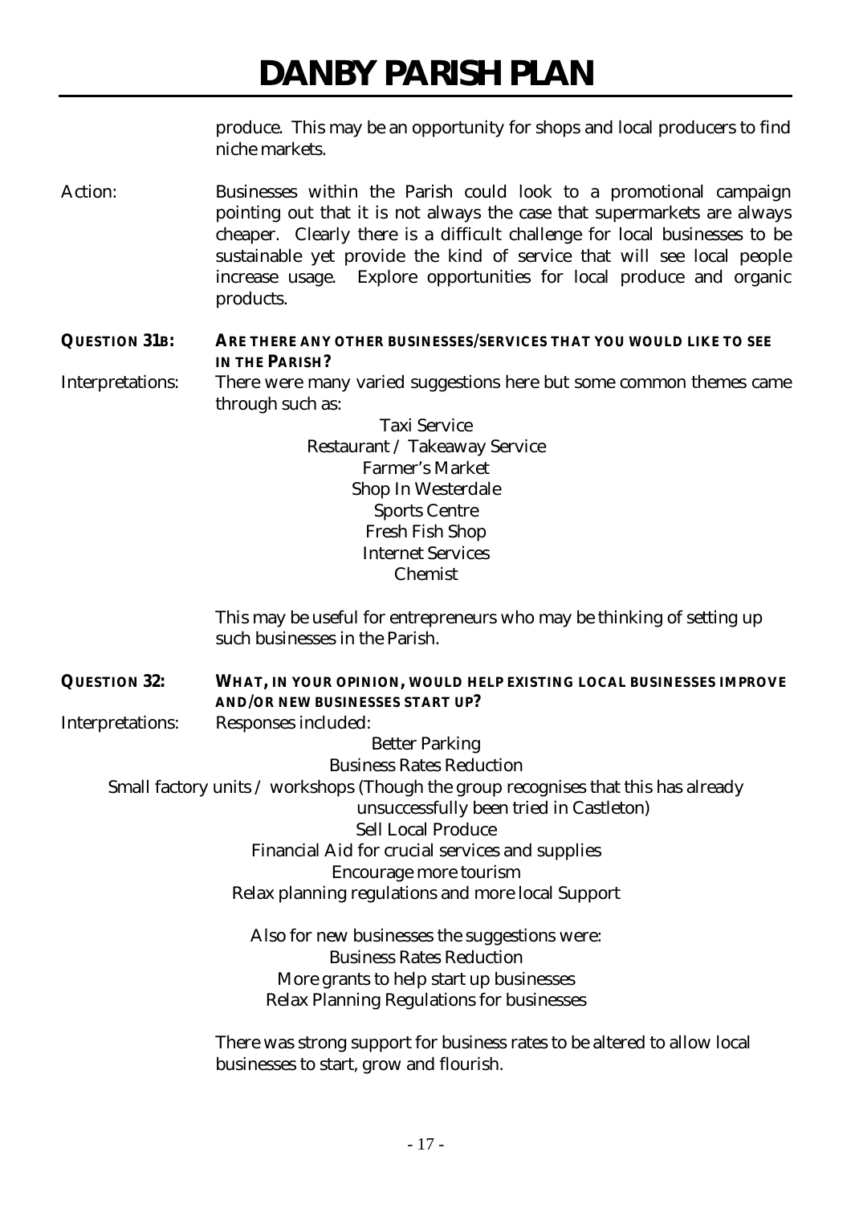produce. This may be an opportunity for shops and local producers to find niche markets.

Action: Businesses within the Parish could look to a promotional campaign pointing out that it is not always the case that supermarkets are always cheaper. Clearly there is a difficult challenge for local businesses to be sustainable yet provide the kind of service that will see local people increase usage. Explore opportunities for local produce and organic products.

**QUESTION 31B: ARE THERE ANY OTHER BUSINESSES/SERVICES THAT YOU WOULD LIKE TO SEE IN THE PARISH?**

Interpretations: There were many varied suggestions here but some common themes came through such as:

Taxi Service
Restaurant / Takeaway Service
Farmer's Market
Shop In Westerdale
Sports Centre
Fresh Fish Shop
Internet Services
Chemist

This may be useful for entrepreneurs who may be thinking of setting up such businesses in the Parish.

**QUESTION 32: WHAT, IN YOUR OPINION, WOULD HELP EXISTING LOCAL BUSINESSES IMPROVE AND/OR NEW BUSINESSES START UP?**

Interpretations: Responses included:

Better Parking
Business Rates Reduction
Small factory units / workshops (Though the group recognises that this has already unsuccessfully been tried in Castleton)
Sell Local Produce
Financial Aid for crucial services and supplies
Encourage more tourism
Relax planning regulations and more local Support

Also for new businesses the suggestions were:
Business Rates Reduction
More grants to help start up businesses
Relax Planning Regulations for businesses

There was strong support for business rates to be altered to allow local businesses to start, grow and flourish.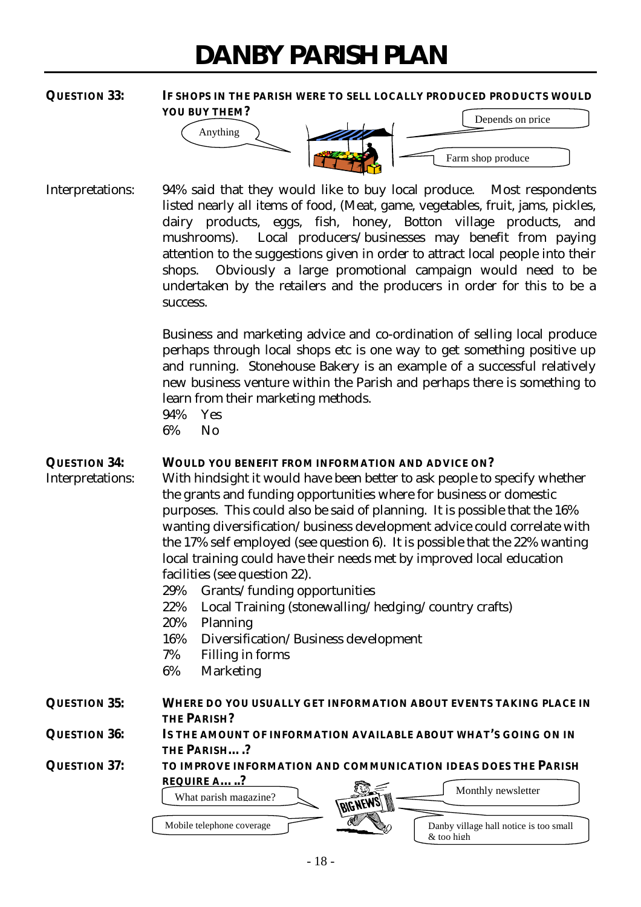**QUESTION 33:** **IF SHOPS IN THE PARISH WERE TO SELL LOCALLY PRODUCED PRODUCTS WOULD YOU BUY THEM?**

Anything

Depends on price

Farm shop produce

Interpretations: 94% said that they would like to buy local produce. Most respondents listed nearly all items of food, (Meat, game, vegetables, fruit, jams, pickles, dairy products, eggs, fish, honey, Botton village products, and mushrooms). Local producers/businesses may benefit from paying attention to the suggestions given in order to attract local people into their shops. Obviously a large promotional campaign would need to be undertaken by the retailers and the producers in order for this to be a success.

Business and marketing advice and co-ordination of selling local produce perhaps through local shops etc is one way to get something positive up and running. Stonehouse Bakery is an example of a successful relatively new business venture within the Parish and perhaps there is something to learn from their marketing methods.

94% Yes
6% No

**QUESTION 34:** **WOULD YOU BENEFIT FROM INFORMATION AND ADVICE ON?**

Interpretations: With hindsight it would have been better to ask people to specify whether the grants and funding opportunities where for business or domestic purposes. This could also be said of planning. It is possible that the 16% wanting diversification/business development advice could correlate with the 17% self employed (see question 6). It is possible that the 22% wanting local training could have their needs met by improved local education facilities (see question 22).

29% Grants/funding opportunities
22% Local Training (stonewalling/hedging/country crafts)
20% Planning
16% Diversification/Business development
7% Filling in forms
6% Marketing

**QUESTION 35:** **WHERE DO YOU USUALLY GET INFORMATION ABOUT EVENTS TAKING PLACE IN THE PARISH?**

**QUESTION 36:** **IS THE AMOUNT OF INFORMATION AVAILABLE ABOUT WHAT'S GOING ON IN THE PARISH….?**

**QUESTION 37:** **TO IMPROVE INFORMATION AND COMMUNICATION IDEAS DOES THE PARISH REQUIRE A…..?**

What parish magazine?

Monthly newsletter

Mobile telephone coverage

Danby village hall notice is too small & too high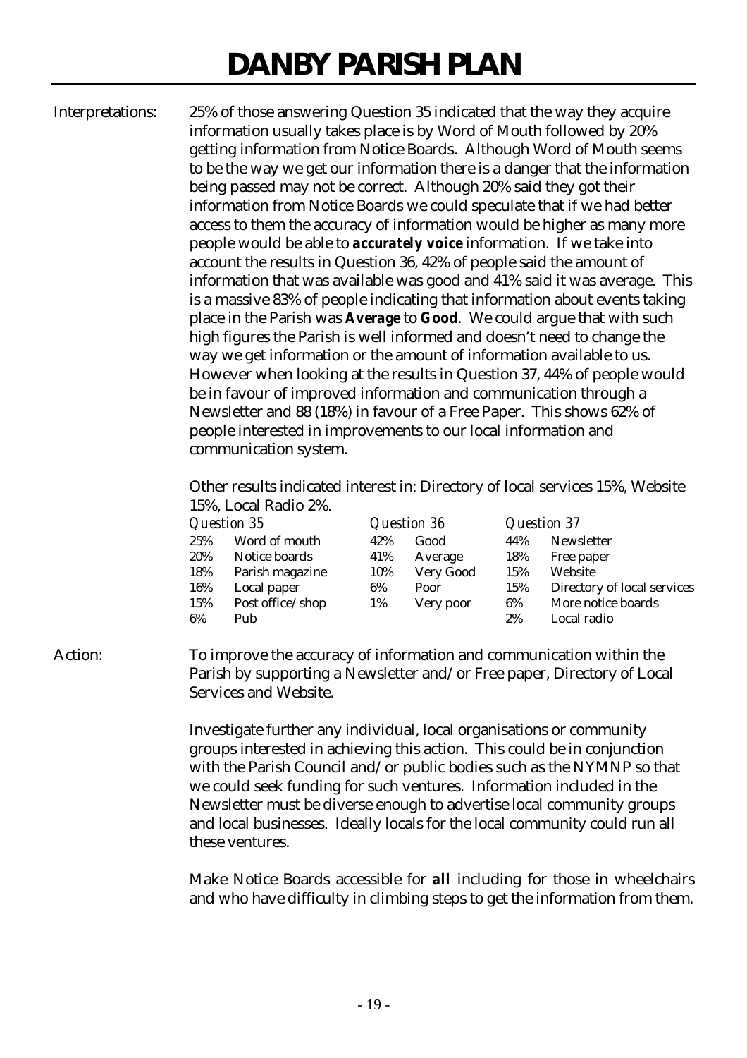Interpretations: 25% of those answering Question 35 indicated that the way they acquire information usually takes place is by Word of Mouth followed by 20% getting information from Notice Boards. Although Word of Mouth seems to be the way we get our information there is a danger that the information being passed may not be correct. Although 20% said they got their information from Notice Boards we could speculate that if we had better access to them the accuracy of information would be higher as many more people would be able to ***accurately voice*** information. If we take into account the results in Question 36, 42% of people said the amount of information that was available was good and 41% said it was average. This is a massive 83% of people indicating that information about events taking place in the Parish was ***Average*** to ***Good***. We could argue that with such high figures the Parish is well informed and doesn't need to change the way we get information or the amount of information available to us. However when looking at the results in Question 37, 44% of people would be in favour of improved information and communication through a Newsletter and 88 (18%) in favour of a Free Paper. This shows 62% of people interested in improvements to our local information and communication system.

Other results indicated interest in: Directory of local services 15%, Website 15%, Local Radio 2%.

| *Question 35* | | *Question 36* | | *Question 37* | |
|---|---|---|---|---|---|
| 25% | Word of mouth | 42% | Good | 44% | Newsletter |
| 20% | Notice boards | 41% | Average | 18% | Free paper |
| 18% | Parish magazine | 10% | Very Good | 15% | Website |
| 16% | Local paper | 6% | Poor | 15% | Directory of local services |
| 15% | Post office/shop | 1% | Very poor | 6% | More notice boards |
| 6% | Pub | | | 2% | Local radio |

Action: To improve the accuracy of information and communication within the Parish by supporting a Newsletter and/or Free paper, Directory of Local Services and Website.

Investigate further any individual, local organisations or community groups interested in achieving this action. This could be in conjunction with the Parish Council and/or public bodies such as the NYMNP so that we could seek funding for such ventures. Information included in the Newsletter must be diverse enough to advertise local community groups and local businesses. Ideally locals for the local community could run all these ventures.

Make Notice Boards accessible for ***all*** including for those in wheelchairs and who have difficulty in climbing steps to get the information from them.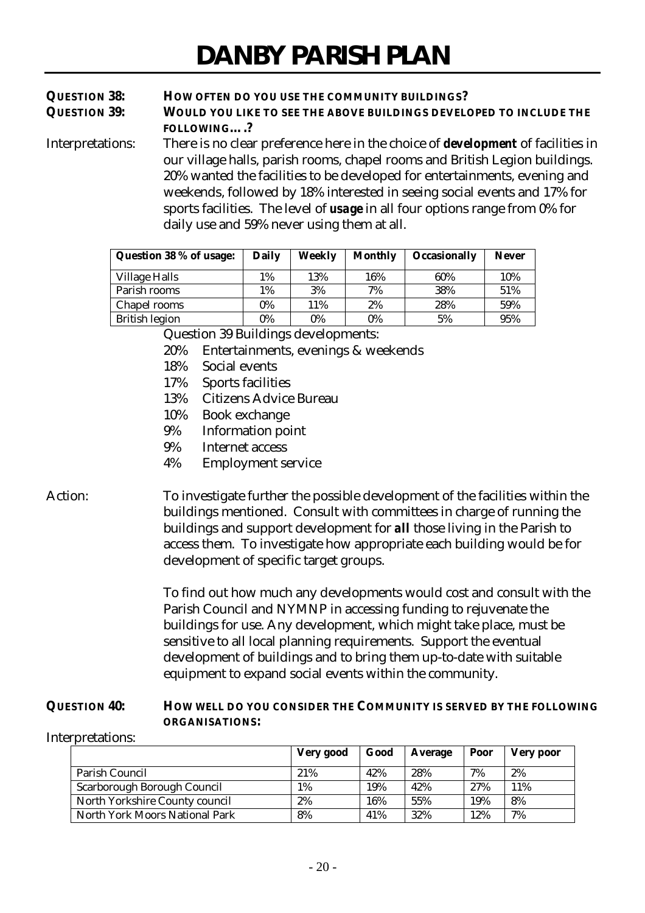**QUESTION 38: HOW OFTEN DO YOU USE THE COMMUNITY BUILDINGS?**

**QUESTION 39: WOULD YOU LIKE TO SEE THE ABOVE BUILDINGS DEVELOPED TO INCLUDE THE FOLLOWING….?**

Interpretations: There is no clear preference here in the choice of ***development*** of facilities in our village halls, parish rooms, chapel rooms and British Legion buildings. 20% wanted the facilities to be developed for entertainments, evening and weekends, followed by 18% interested in seeing social events and 17% for sports facilities. The level of ***usage*** in all four options range from 0% for daily use and 59% never using them at all.

| Question 38 % of usage: | Daily | Weekly | Monthly | Occasionally | Never |
|---|---|---|---|---|---|
| Village Halls | 1% | 13% | 16% | 60% | 10% |
| Parish rooms | 1% | 3% | 7% | 38% | 51% |
| Chapel rooms | 0% | 11% | 2% | 28% | 59% |
| British legion | 0% | 0% | 0% | 5% | 95% |

Question 39 Buildings developments:

- 20% Entertainments, evenings & weekends
- 18% Social events
- 17% Sports facilities
- 13% Citizens Advice Bureau
- 10% Book exchange
- 9% Information point
- 9% Internet access
- 4% Employment service

Action: To investigate further the possible development of the facilities within the buildings mentioned. Consult with committees in charge of running the buildings and support development for ***all*** those living in the Parish to access them. To investigate how appropriate each building would be for development of specific target groups.

To find out how much any developments would cost and consult with the Parish Council and NYMNP in accessing funding to rejuvenate the buildings for use. Any development, which might take place, must be sensitive to all local planning requirements. Support the eventual development of buildings and to bring them up-to-date with suitable equipment to expand social events within the community.

**QUESTION 40: HOW WELL DO YOU CONSIDER THE COMMUNITY IS SERVED BY THE FOLLOWING ORGANISATIONS:**

Interpretations:

| | Very good | Good | Average | Poor | Very poor |
|---|---|---|---|---|---|
| Parish Council | 21% | 42% | 28% | 7% | 2% |
| Scarborough Borough Council | 1% | 19% | 42% | 27% | 11% |
| North Yorkshire County council | 2% | 16% | 55% | 19% | 8% |
| North York Moors National Park | 8% | 41% | 32% | 12% | 7% |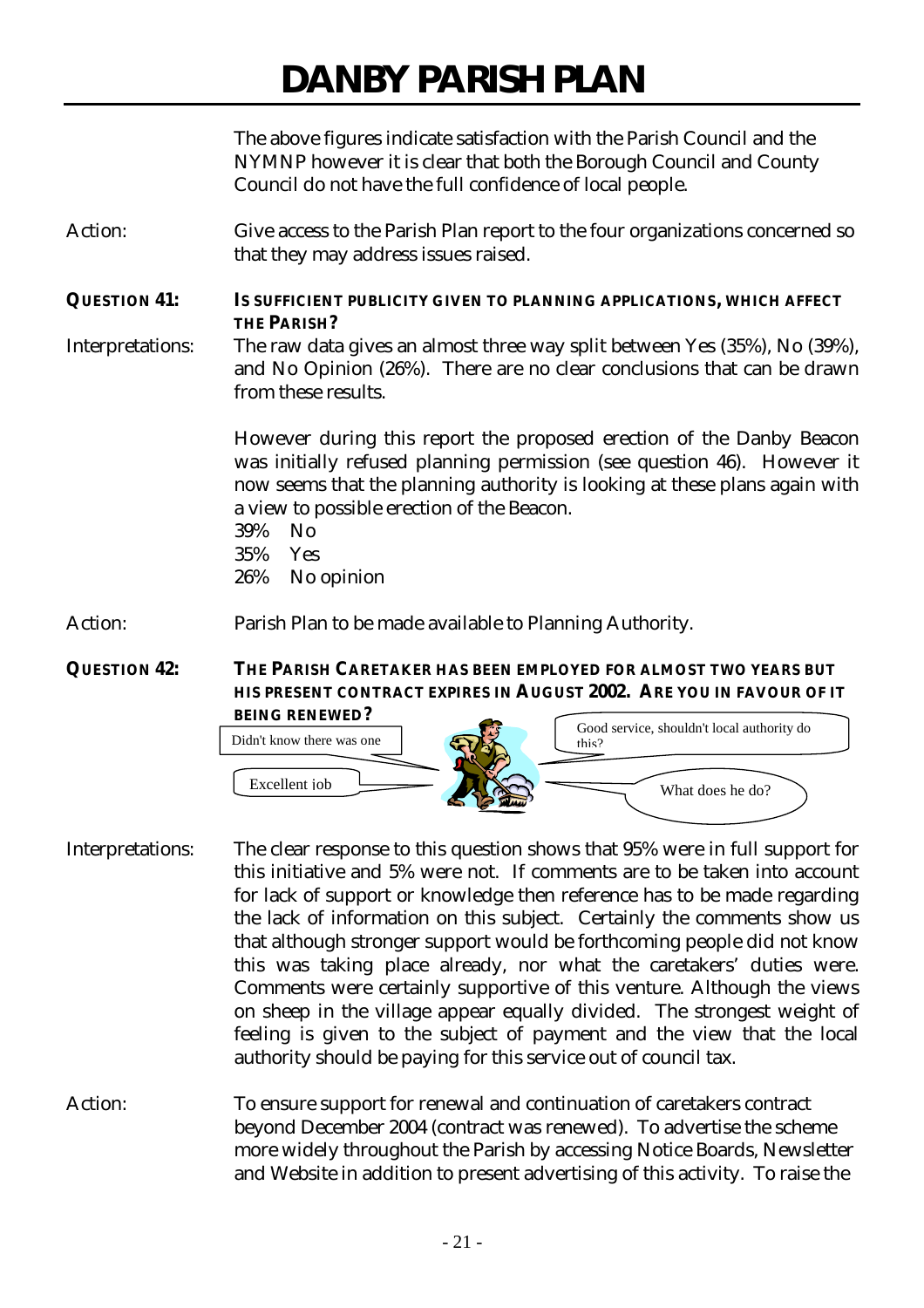The above figures indicate satisfaction with the Parish Council and the NYMNP however it is clear that both the Borough Council and County Council do not have the full confidence of local people.

Action: Give access to the Parish Plan report to the four organizations concerned so that they may address issues raised.

**QUESTION 41: IS SUFFICIENT PUBLICITY GIVEN TO PLANNING APPLICATIONS, WHICH AFFECT THE PARISH?**

Interpretations: The raw data gives an almost three way split between Yes (35%), No (39%), and No Opinion (26%). There are no clear conclusions that can be drawn from these results.

However during this report the proposed erection of the Danby Beacon was initially refused planning permission (see question 46). However it now seems that the planning authority is looking at these plans again with a view to possible erection of the Beacon.

39% No
35% Yes
26% No opinion

Action: Parish Plan to be made available to Planning Authority.

**QUESTION 42: THE PARISH CARETAKER HAS BEEN EMPLOYED FOR ALMOST TWO YEARS BUT HIS PRESENT CONTRACT EXPIRES IN AUGUST 2002. ARE YOU IN FAVOUR OF IT BEING RENEWED?**

Didn't know there was one

Excellent job

Good service, shouldn't local authority do this?

What does he do?

Interpretations: The clear response to this question shows that 95% were in full support for this initiative and 5% were not. If comments are to be taken into account for lack of support or knowledge then reference has to be made regarding the lack of information on this subject. Certainly the comments show us that although stronger support would be forthcoming people did not know this was taking place already, nor what the caretakers' duties were. Comments were certainly supportive of this venture. Although the views on sheep in the village appear equally divided. The strongest weight of feeling is given to the subject of payment and the view that the local authority should be paying for this service out of council tax.

Action: To ensure support for renewal and continuation of caretakers contract beyond December 2004 (contract was renewed). To advertise the scheme more widely throughout the Parish by accessing Notice Boards, Newsletter and Website in addition to present advertising of this activity. To raise the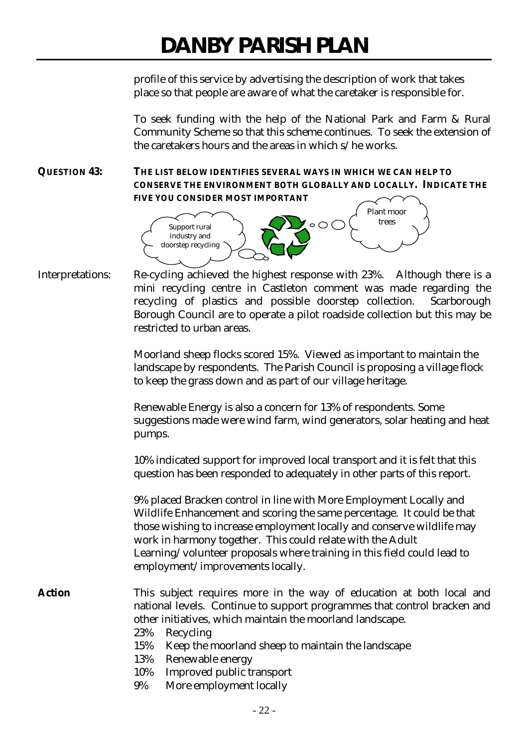profile of this service by advertising the description of work that takes place so that people are aware of what the caretaker is responsible for.

To seek funding with the help of the National Park and Farm & Rural Community Scheme so that this scheme continues. To seek the extension of the caretakers hours and the areas in which s/he works.

**QUESTION 43: THE LIST BELOW IDENTIFIES SEVERAL WAYS IN WHICH WE CAN HELP TO CONSERVE THE ENVIRONMENT BOTH GLOBALLY AND LOCALLY. INDICATE THE FIVE YOU CONSIDER MOST IMPORTANT**

Support rural industry and doorstep recycling

Plant moor trees

Interpretations: Re-cycling achieved the highest response with 23%. Although there is a mini recycling centre in Castleton comment was made regarding the recycling of plastics and possible doorstep collection. Scarborough Borough Council are to operate a pilot roadside collection but this may be restricted to urban areas.

Moorland sheep flocks scored 15%. Viewed as important to maintain the landscape by respondents. The Parish Council is proposing a village flock to keep the grass down and as part of our village heritage.

Renewable Energy is also a concern for 13% of respondents. Some suggestions made were wind farm, wind generators, solar heating and heat pumps.

10% indicated support for improved local transport and it is felt that this question has been responded to adequately in other parts of this report.

9% placed Bracken control in line with More Employment Locally and Wildlife Enhancement and scoring the same percentage. It could be that those wishing to increase employment locally and conserve wildlife may work in harmony together. This could relate with the Adult Learning/volunteer proposals where training in this field could lead to employment/improvements locally.

**Action** This subject requires more in the way of education at both local and national levels. Continue to support programmes that control bracken and other initiatives, which maintain the moorland landscape.

- 23% Recycling
- 15% Keep the moorland sheep to maintain the landscape
- 13% Renewable energy
- 10% Improved public transport
- 9% More employment locally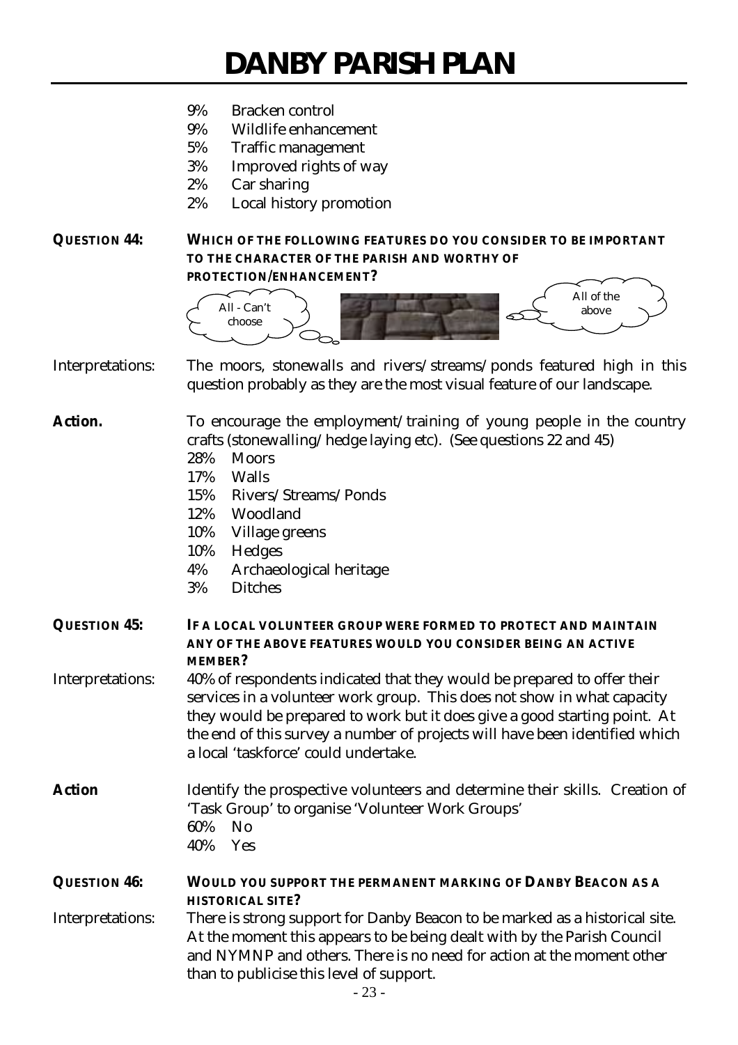- 9% Bracken control
- 9% Wildlife enhancement
- 5% Traffic management
- 3% Improved rights of way
- 2% Car sharing
- 2% Local history promotion

**QUESTION 44:** **WHICH OF THE FOLLOWING FEATURES DO YOU CONSIDER TO BE IMPORTANT TO THE CHARACTER OF THE PARISH AND WORTHY OF PROTECTION/ENHANCEMENT?**

All - Can't choose

All of the above

Interpretations: The moors, stonewalls and rivers/streams/ponds featured high in this question probably as they are the most visual feature of our landscape.

**Action.** To encourage the employment/training of young people in the country crafts (stonewalling/hedge laying etc). (See questions 22 and 45)

- 28% Moors
- 17% Walls
- 15% Rivers/Streams/Ponds
- 12% Woodland
- 10% Village greens
- 10% Hedges
- 4% Archaeological heritage
- 3% Ditches

**QUESTION 45:** **IF A LOCAL VOLUNTEER GROUP WERE FORMED TO PROTECT AND MAINTAIN ANY OF THE ABOVE FEATURES WOULD YOU CONSIDER BEING AN ACTIVE MEMBER?**

Interpretations: 40% of respondents indicated that they would be prepared to offer their services in a volunteer work group. This does not show in what capacity they would be prepared to work but it does give a good starting point. At the end of this survey a number of projects will have been identified which a local 'taskforce' could undertake.

**Action** Identify the prospective volunteers and determine their skills. Creation of 'Task Group' to organise 'Volunteer Work Groups'

- 60% No
- 40% Yes

**QUESTION 46:** **WOULD YOU SUPPORT THE PERMANENT MARKING OF DANBY BEACON AS A HISTORICAL SITE?**

Interpretations: There is strong support for Danby Beacon to be marked as a historical site. At the moment this appears to be being dealt with by the Parish Council and NYMNP and others. There is no need for action at the moment other than to publicise this level of support.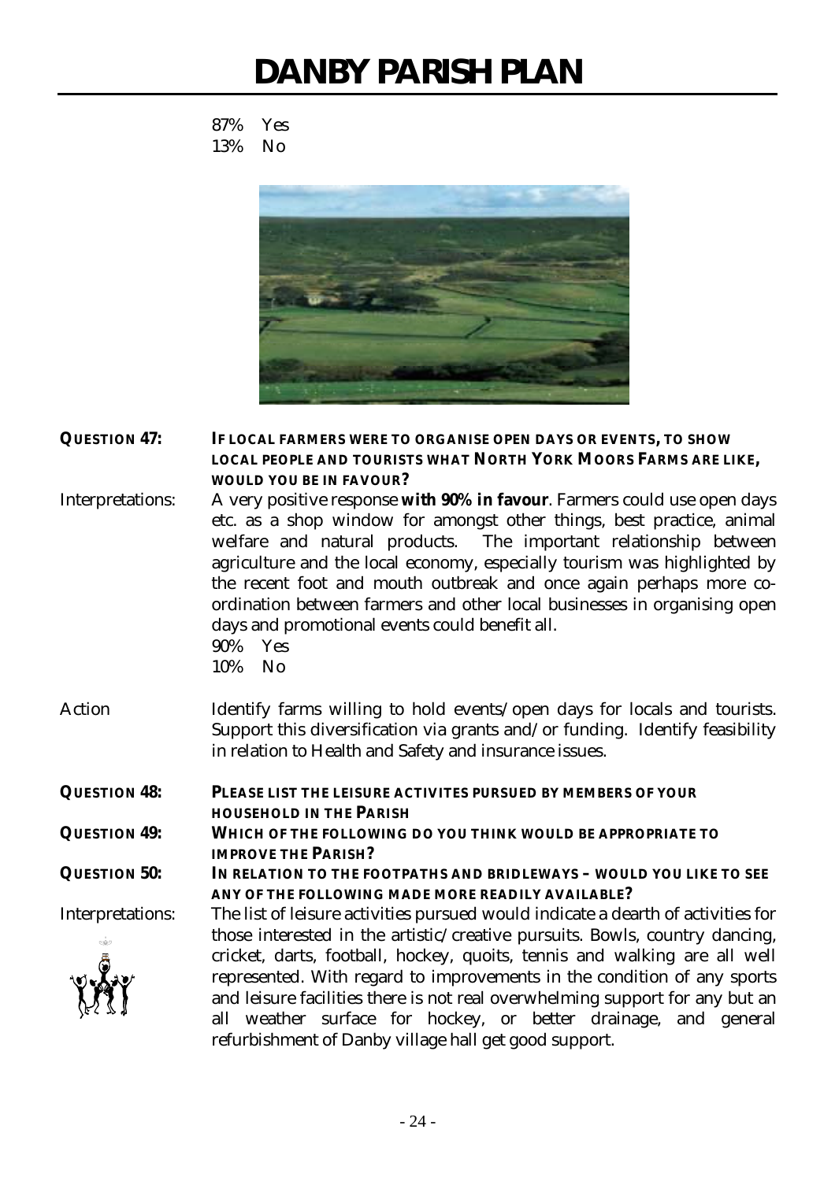87% Yes
13% No

**QUESTION 47:** **IF LOCAL FARMERS WERE TO ORGANISE OPEN DAYS OR EVENTS, TO SHOW LOCAL PEOPLE AND TOURISTS WHAT NORTH YORK MOORS FARMS ARE LIKE, WOULD YOU BE IN FAVOUR?**

Interpretations: A very positive response **with 90% in favour**. Farmers could use open days etc. as a shop window for amongst other things, best practice, animal welfare and natural products. The important relationship between agriculture and the local economy, especially tourism was highlighted by the recent foot and mouth outbreak and once again perhaps more co-ordination between farmers and other local businesses in organising open days and promotional events could benefit all.

90% Yes
10% No

Action: Identify farms willing to hold events/open days for locals and tourists. Support this diversification via grants and/or funding. Identify feasibility in relation to Health and Safety and insurance issues.

**QUESTION 48:** **PLEASE LIST THE LEISURE ACTIVITES PURSUED BY MEMBERS OF YOUR HOUSEHOLD IN THE PARISH**

**QUESTION 49:** **WHICH OF THE FOLLOWING DO YOU THINK WOULD BE APPROPRIATE TO IMPROVE THE PARISH?**

**QUESTION 50:** **IN RELATION TO THE FOOTPATHS AND BRIDLEWAYS – WOULD YOU LIKE TO SEE ANY OF THE FOLLOWING MADE MORE READILY AVAILABLE?**

Interpretations: The list of leisure activities pursued would indicate a dearth of activities for those interested in the artistic/creative pursuits. Bowls, country dancing, cricket, darts, football, hockey, quoits, tennis and walking are all well represented. With regard to improvements in the condition of any sports and leisure facilities there is not real overwhelming support for any but an all weather surface for hockey, or better drainage, and general refurbishment of Danby village hall get good support.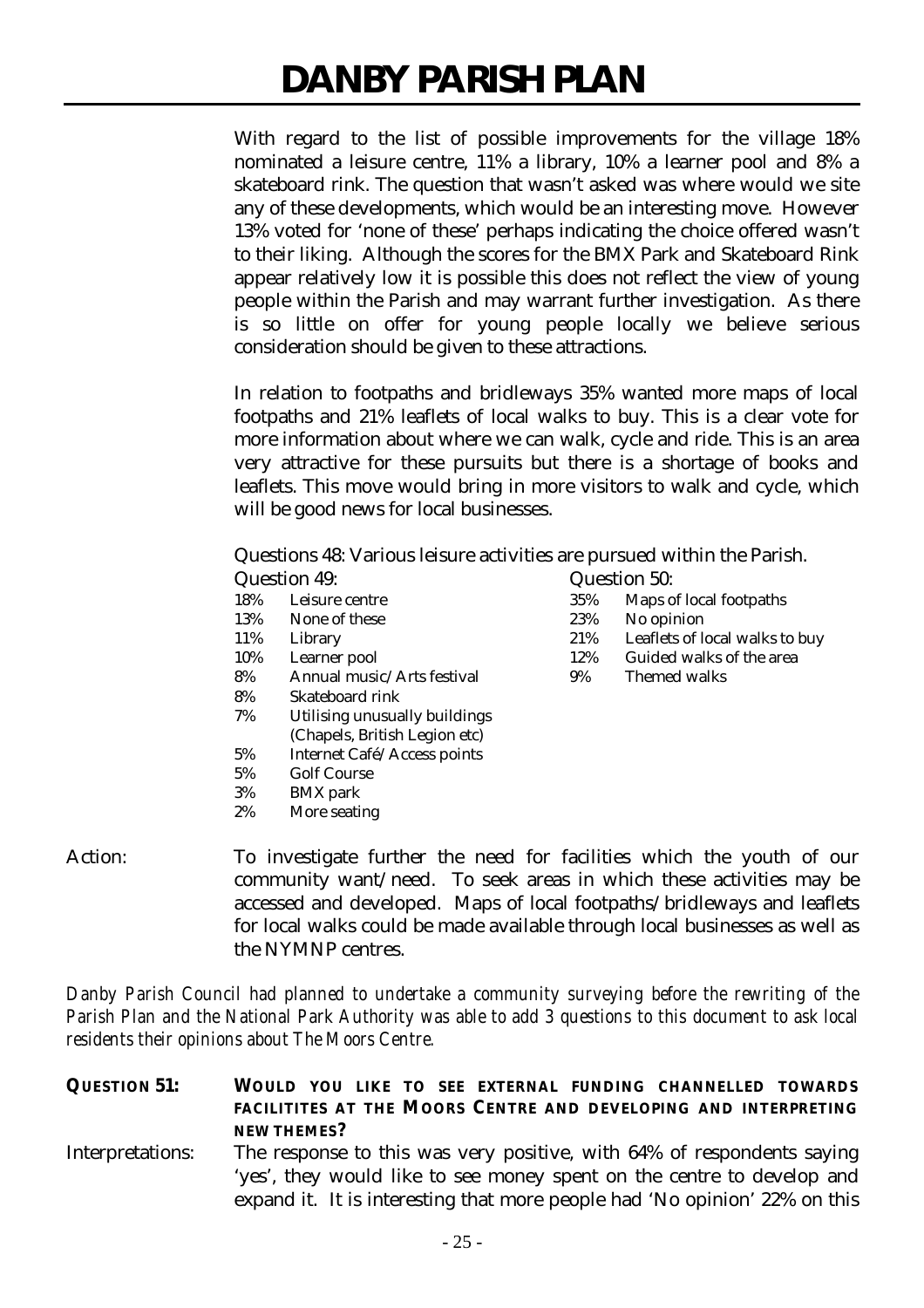With regard to the list of possible improvements for the village 18% nominated a leisure centre, 11% a library, 10% a learner pool and 8% a skateboard rink. The question that wasn't asked was where would we site any of these developments, which would be an interesting move. However 13% voted for 'none of these' perhaps indicating the choice offered wasn't to their liking. Although the scores for the BMX Park and Skateboard Rink appear relatively low it is possible this does not reflect the view of young people within the Parish and may warrant further investigation. As there is so little on offer for young people locally we believe serious consideration should be given to these attractions.

In relation to footpaths and bridleways 35% wanted more maps of local footpaths and 21% leaflets of local walks to buy. This is a clear vote for more information about where we can walk, cycle and ride. This is an area very attractive for these pursuits but there is a shortage of books and leaflets. This move would bring in more visitors to walk and cycle, which will be good news for local businesses.

Questions 48: Various leisure activities are pursued within the Parish.

Question 49:

- 18% Leisure centre
- 13% None of these
- 11% Library
- 10% Learner pool
- 8% Annual music/Arts festival
- 8% Skateboard rink
- 7% Utilising unusually buildings (Chapels, British Legion etc)
- 5% Internet Café/Access points
- 5% Golf Course
- 3% BMX park
- 2% More seating

Question 50:

- 35% Maps of local footpaths
- 23% No opinion
- 21% Leaflets of local walks to buy
- 12% Guided walks of the area
- 9% Themed walks

Action: To investigate further the need for facilities which the youth of our community want/need. To seek areas in which these activities may be accessed and developed. Maps of local footpaths/bridleways and leaflets for local walks could be made available through local businesses as well as the NYMNP centres.

*Danby Parish Council had planned to undertake a community surveying before the rewriting of the Parish Plan and the National Park Authority was able to add 3 questions to this document to ask local residents their opinions about The Moors Centre.*

**QUESTION 51: WOULD YOU LIKE TO SEE EXTERNAL FUNDING CHANNELLED TOWARDS FACILITITES AT THE MOORS CENTRE AND DEVELOPING AND INTERPRETING NEW THEMES?**

Interpretations: The response to this was very positive, with 64% of respondents saying 'yes', they would like to see money spent on the centre to develop and expand it. It is interesting that more people had 'No opinion' 22% on this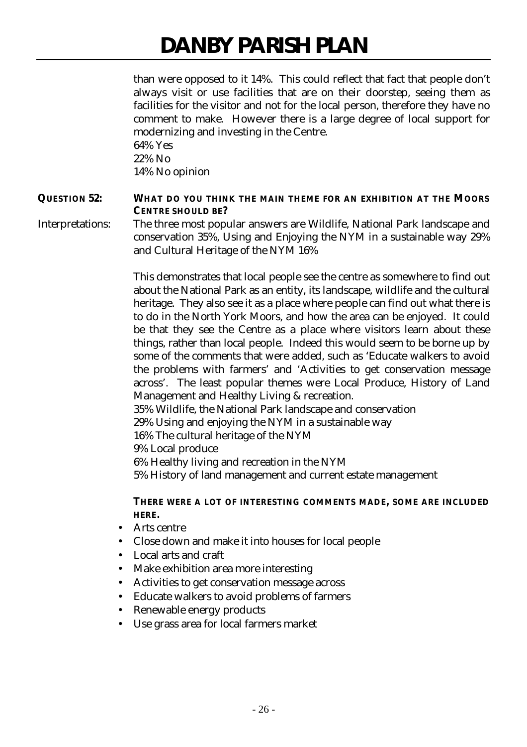than were opposed to it 14%. This could reflect that fact that people don't always visit or use facilities that are on their doorstep, seeing them as facilities for the visitor and not for the local person, therefore they have no comment to make. However there is a large degree of local support for modernizing and investing in the Centre.

64% Yes
22% No
14% No opinion

**QUESTION 52:** **WHAT DO YOU THINK THE MAIN THEME FOR AN EXHIBITION AT THE MOORS CENTRE SHOULD BE?**

Interpretations: The three most popular answers are Wildlife, National Park landscape and conservation 35%, Using and Enjoying the NYM in a sustainable way 29% and Cultural Heritage of the NYM 16%

This demonstrates that local people see the centre as somewhere to find out about the National Park as an entity, its landscape, wildlife and the cultural heritage. They also see it as a place where people can find out what there is to do in the North York Moors, and how the area can be enjoyed. It could be that they see the Centre as a place where visitors learn about these things, rather than local people. Indeed this would seem to be borne up by some of the comments that were added, such as 'Educate walkers to avoid the problems with farmers' and 'Activities to get conservation message across'. The least popular themes were Local Produce, History of Land Management and Healthy Living & recreation.

35% Wildlife, the National Park landscape and conservation
29% Using and enjoying the NYM in a sustainable way
16% The cultural heritage of the NYM
9% Local produce
6% Healthy living and recreation in the NYM
5% History of land management and current estate management

**THERE WERE A LOT OF INTERESTING COMMENTS MADE, SOME ARE INCLUDED HERE.**

- Arts centre
- Close down and make it into houses for local people
- Local arts and craft
- Make exhibition area more interesting
- Activities to get conservation message across
- Educate walkers to avoid problems of farmers
- Renewable energy products
- Use grass area for local farmers market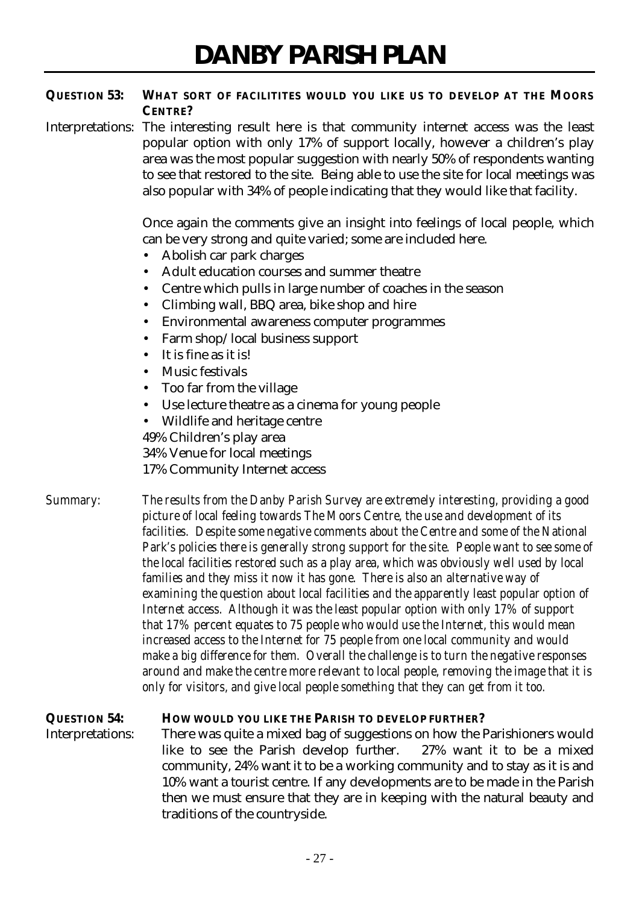**QUESTION 53: WHAT SORT OF FACILITITES WOULD YOU LIKE US TO DEVELOP AT THE MOORS CENTRE?**

Interpretations: The interesting result here is that community internet access was the least popular option with only 17% of support locally, however a children's play area was the most popular suggestion with nearly 50% of respondents wanting to see that restored to the site. Being able to use the site for local meetings was also popular with 34% of people indicating that they would like that facility.

Once again the comments give an insight into feelings of local people, which can be very strong and quite varied; some are included here.

- Abolish car park charges
- Adult education courses and summer theatre
- Centre which pulls in large number of coaches in the season
- Climbing wall, BBQ area, bike shop and hire
- Environmental awareness computer programmes
- Farm shop/ local business support
- It is fine as it is!
- Music festivals
- Too far from the village
- Use lecture theatre as a cinema for young people
- Wildlife and heritage centre

49% Children's play area
34% Venue for local meetings
17% Community Internet access

*Summary: The results from the Danby Parish Survey are extremely interesting, providing a good picture of local feeling towards The Moors Centre, the use and development of its facilities. Despite some negative comments about the Centre and some of the National Park's policies there is generally strong support for the site. People want to see some of the local facilities restored such as a play area, which was obviously well used by local families and they miss it now it has gone. There is also an alternative way of examining the question about local facilities and the apparently least popular option of Internet access. Although it was the least popular option with only 17% of support that 17% percent equates to 75 people who would use the Internet, this would mean increased access to the Internet for 75 people from one local community and would make a big difference for them. Overall the challenge is to turn the negative responses around and make the centre more relevant to local people, removing the image that it is only for visitors, and give local people something that they can get from it too.*

**QUESTION 54: HOW WOULD YOU LIKE THE PARISH TO DEVELOP FURTHER?**

Interpretations: There was quite a mixed bag of suggestions on how the Parishioners would like to see the Parish develop further. 27% want it to be a mixed community, 24% want it to be a working community and to stay as it is and 10% want a tourist centre. If any developments are to be made in the Parish then we must ensure that they are in keeping with the natural beauty and traditions of the countryside.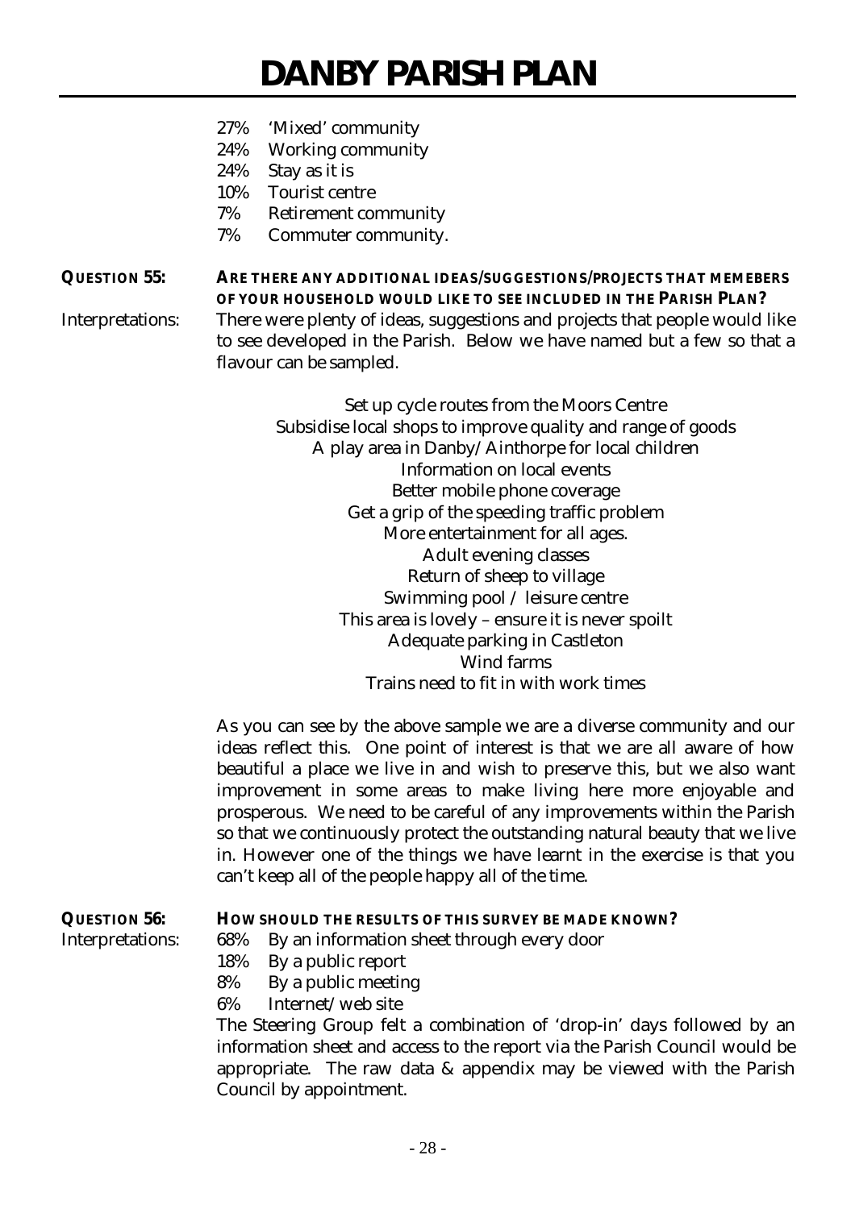- 27% 'Mixed' community
- 24% Working community
- 24% Stay as it is
- 10% Tourist centre
- 7% Retirement community
- 7% Commuter community.

**QUESTION 55: ARE THERE ANY ADDITIONAL IDEAS/SUGGESTIONS/PROJECTS THAT MEMEBERS OF YOUR HOUSEHOLD WOULD LIKE TO SEE INCLUDED IN THE PARISH PLAN?**

Interpretations: There were plenty of ideas, suggestions and projects that people would like to see developed in the Parish. Below we have named but a few so that a flavour can be sampled.

Set up cycle routes from the Moors Centre
Subsidise local shops to improve quality and range of goods
A play area in Danby/Ainthorpe for local children
Information on local events
Better mobile phone coverage
Get a grip of the speeding traffic problem
More entertainment for all ages.
Adult evening classes
Return of sheep to village
Swimming pool / leisure centre
This area is lovely – ensure it is never spoilt
Adequate parking in Castleton
Wind farms
Trains need to fit in with work times

As you can see by the above sample we are a diverse community and our ideas reflect this. One point of interest is that we are all aware of how beautiful a place we live in and wish to preserve this, but we also want improvement in some areas to make living here more enjoyable and prosperous. We need to be careful of any improvements within the Parish so that we continuously protect the outstanding natural beauty that we live in. However one of the things we have learnt in the exercise is that you can't keep all of the people happy all of the time.

**QUESTION 56: HOW SHOULD THE RESULTS OF THIS SURVEY BE MADE KNOWN?**

Interpretations:

- 68% By an information sheet through every door
- 18% By a public report
- 8% By a public meeting
- 6% Internet/web site

The Steering Group felt a combination of 'drop-in' days followed by an information sheet and access to the report via the Parish Council would be appropriate. The raw data & appendix may be viewed with the Parish Council by appointment.